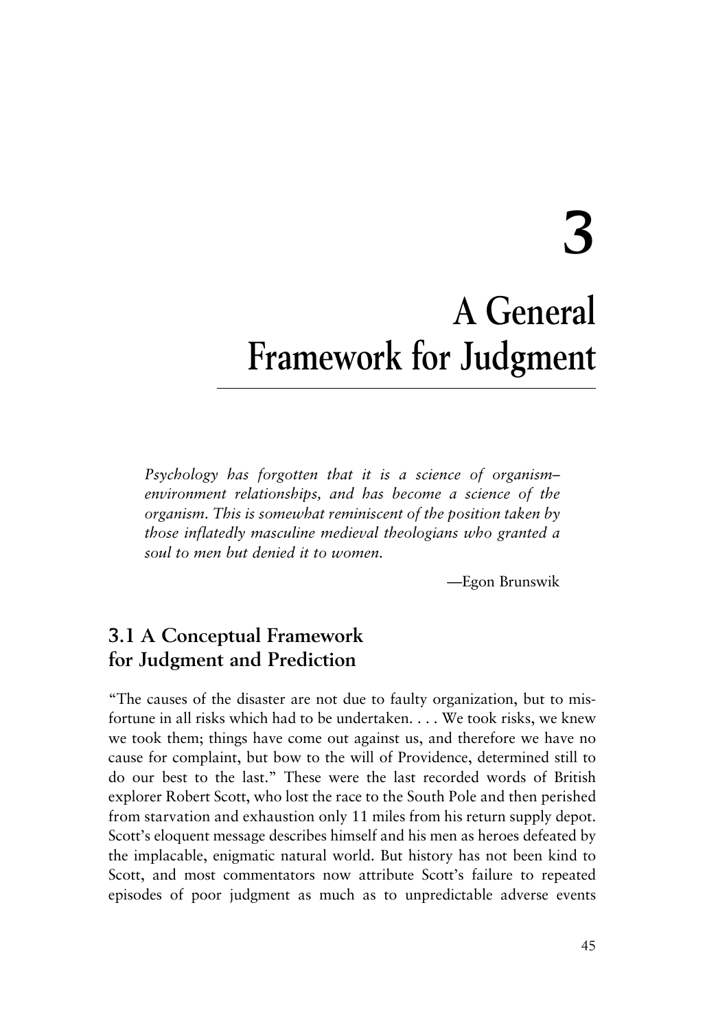# 3 A General Framework for Judgment

*Psychology has forgotten that it is a science of organism–environment relationships, and has become a science of the organism. This is somewhat reminiscent of the position taken by those inflatedly masculine medieval theologians who granted a soul to men but denied it to women.*

—Egon Brunswik

## 3.1 A Conceptual Framework for Judgment and Prediction

"The causes of the disaster are not due to faulty organization, but to misfortune in all risks which had to be undertaken. . . . We took risks, we knew we took them; things have come out against us, and therefore we have no cause for complaint, but bow to the will of Providence, determined still to do our best to the last." These were the last recorded words of British explorer Robert Scott, who lost the race to the South Pole and then perished from starvation and exhaustion only 11 miles from his return supply depot. Scott's eloquent message describes himself and his men as heroes defeated by the implacable, enigmatic natural world. But history has not been kind to Scott, and most commentators now attribute Scott's failure to repeated episodes of poor judgment as much as to unpredictable adverse events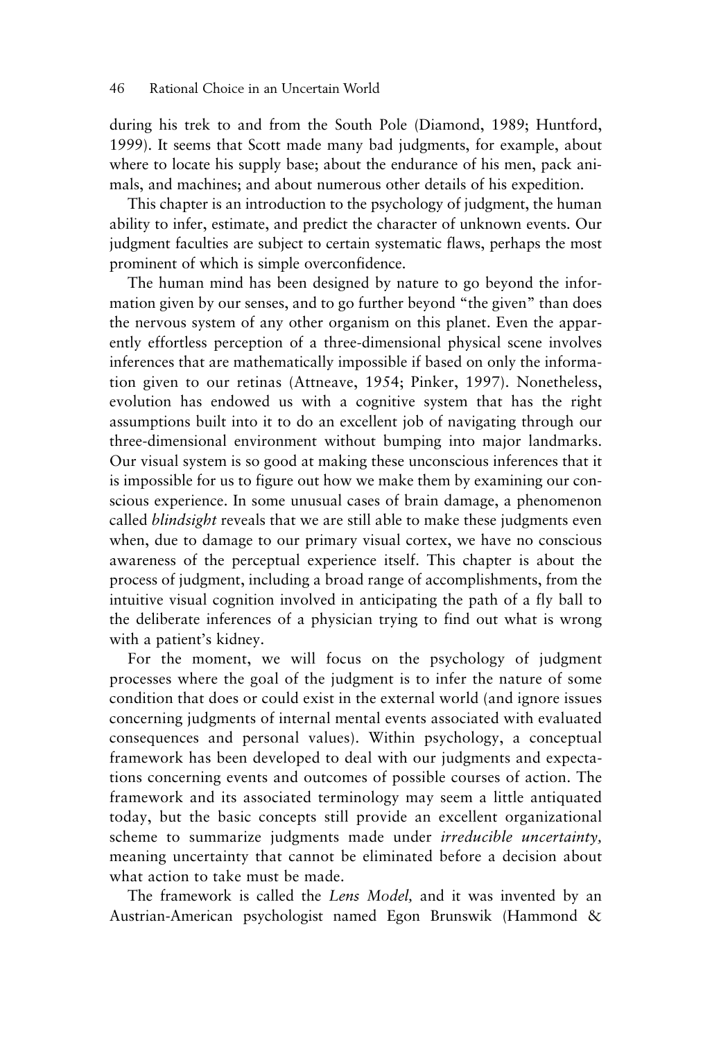during his trek to and from the South Pole (Diamond, 1989; Huntford, 1999). It seems that Scott made many bad judgments, for example, about where to locate his supply base; about the endurance of his men, pack animals, and machines; and about numerous other details of his expedition.

This chapter is an introduction to the psychology of judgment, the human ability to infer, estimate, and predict the character of unknown events. Our judgment faculties are subject to certain systematic flaws, perhaps the most prominent of which is simple overconfidence.

The human mind has been designed by nature to go beyond the information given by our senses, and to go further beyond "the given" than does the nervous system of any other organism on this planet. Even the apparently effortless perception of a three-dimensional physical scene involves inferences that are mathematically impossible if based on only the information given to our retinas (Attneave, 1954; Pinker, 1997). Nonetheless, evolution has endowed us with a cognitive system that has the right assumptions built into it to do an excellent job of navigating through our three-dimensional environment without bumping into major landmarks. Our visual system is so good at making these unconscious inferences that it is impossible for us to figure out how we make them by examining our conscious experience. In some unusual cases of brain damage, a phenomenon called *blindsight* reveals that we are still able to make these judgments even when, due to damage to our primary visual cortex, we have no conscious awareness of the perceptual experience itself. This chapter is about the process of judgment, including a broad range of accomplishments, from the intuitive visual cognition involved in anticipating the path of a fly ball to the deliberate inferences of a physician trying to find out what is wrong with a patient's kidney.

For the moment, we will focus on the psychology of judgment processes where the goal of the judgment is to infer the nature of some condition that does or could exist in the external world (and ignore issues concerning judgments of internal mental events associated with evaluated consequences and personal values). Within psychology, a conceptual framework has been developed to deal with our judgments and expectations concerning events and outcomes of possible courses of action. The framework and its associated terminology may seem a little antiquated today, but the basic concepts still provide an excellent organizational scheme to summarize judgments made under *irreducible uncertainty,* meaning uncertainty that cannot be eliminated before a decision about what action to take must be made.

The framework is called the *Lens Model,* and it was invented by an Austrian-American psychologist named Egon Brunswik (Hammond &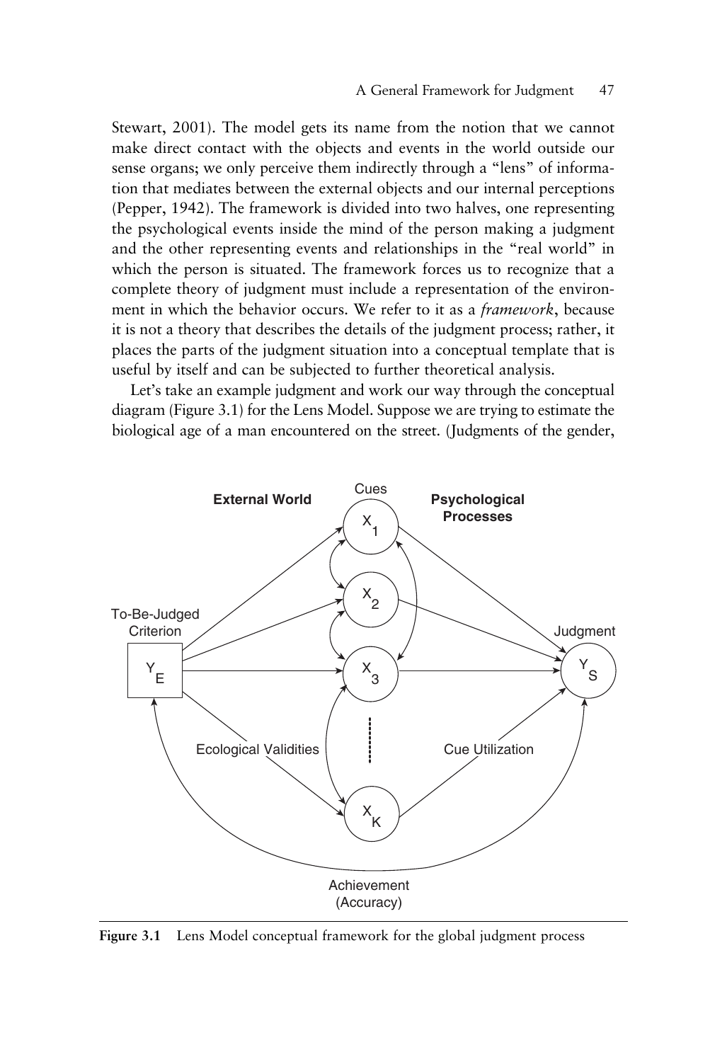Stewart, 2001). The model gets its name from the notion that we cannot make direct contact with the objects and events in the world outside our sense organs; we only perceive them indirectly through a "lens" of information that mediates between the external objects and our internal perceptions (Pepper, 1942). The framework is divided into two halves, one representing the psychological events inside the mind of the person making a judgment and the other representing events and relationships in the "real world" in which the person is situated. The framework forces us to recognize that a complete theory of judgment must include a representation of the environment in which the behavior occurs. We refer to it as a *framework*, because it is not a theory that describes the details of the judgment process; rather, it places the parts of the judgment situation into a conceptual template that is useful by itself and can be subjected to further theoretical analysis.

Let's take an example judgment and work our way through the conceptual diagram (Figure 3.1) for the Lens Model. Suppose we are trying to estimate the biological age of a man encountered on the street. (Judgments of the gender,

**Figure 3.1** Lens Model conceptual framework for the global judgment process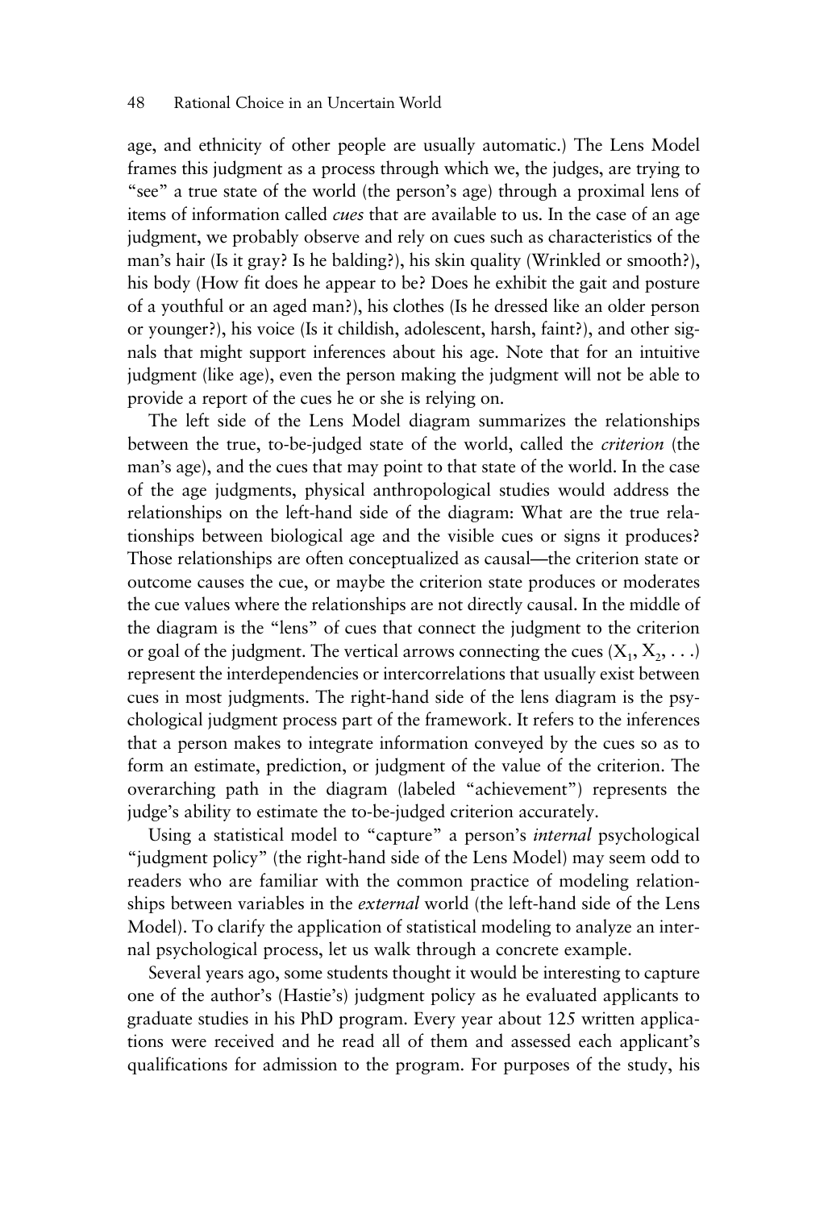age, and ethnicity of other people are usually automatic.) The Lens Model frames this judgment as a process through which we, the judges, are trying to "see" a true state of the world (the person's age) through a proximal lens of items of information called *cues* that are available to us. In the case of an age judgment, we probably observe and rely on cues such as characteristics of the man's hair (Is it gray? Is he balding?), his skin quality (Wrinkled or smooth?), his body (How fit does he appear to be? Does he exhibit the gait and posture of a youthful or an aged man?), his clothes (Is he dressed like an older person or younger?), his voice (Is it childish, adolescent, harsh, faint?), and other signals that might support inferences about his age. Note that for an intuitive judgment (like age), even the person making the judgment will not be able to provide a report of the cues he or she is relying on.

The left side of the Lens Model diagram summarizes the relationships between the true, to-be-judged state of the world, called the *criterion* (the man's age), and the cues that may point to that state of the world. In the case of the age judgments, physical anthropological studies would address the relationships on the left-hand side of the diagram: What are the true relationships between biological age and the visible cues or signs it produces? Those relationships are often conceptualized as causal—the criterion state or outcome causes the cue, or maybe the criterion state produces or moderates the cue values where the relationships are not directly causal. In the middle of the diagram is the "lens" of cues that connect the judgment to the criterion or goal of the judgment. The vertical arrows connecting the cues ($X_1$, $X_2$, . . .) represent the interdependencies or intercorrelations that usually exist between cues in most judgments. The right-hand side of the lens diagram is the psychological judgment process part of the framework. It refers to the inferences that a person makes to integrate information conveyed by the cues so as to form an estimate, prediction, or judgment of the value of the criterion. The overarching path in the diagram (labeled "achievement") represents the judge's ability to estimate the to-be-judged criterion accurately.

Using a statistical model to "capture" a person's *internal* psychological "judgment policy" (the right-hand side of the Lens Model) may seem odd to readers who are familiar with the common practice of modeling relationships between variables in the *external* world (the left-hand side of the Lens Model). To clarify the application of statistical modeling to analyze an internal psychological process, let us walk through a concrete example.

Several years ago, some students thought it would be interesting to capture one of the author's (Hastie's) judgment policy as he evaluated applicants to graduate studies in his PhD program. Every year about 125 written applications were received and he read all of them and assessed each applicant's qualifications for admission to the program. For purposes of the study, his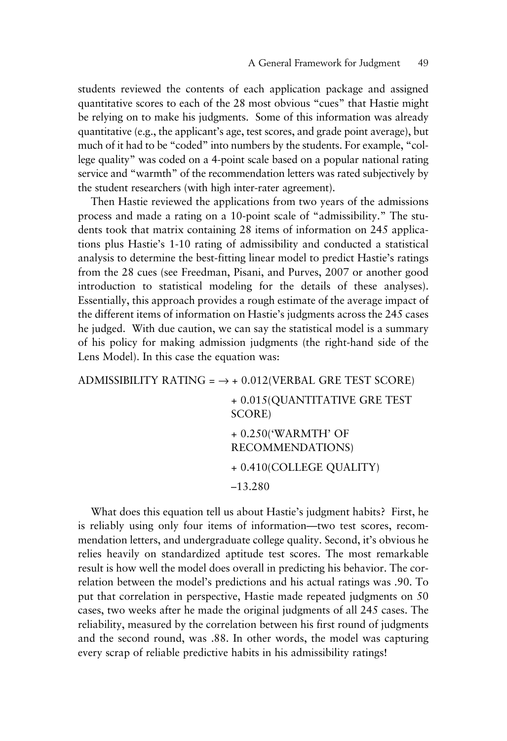students reviewed the contents of each application package and assigned quantitative scores to each of the 28 most obvious "cues" that Hastie might be relying on to make his judgments. Some of this information was already quantitative (e.g., the applicant's age, test scores, and grade point average), but much of it had to be "coded" into numbers by the students. For example, "college quality" was coded on a 4-point scale based on a popular national rating service and "warmth" of the recommendation letters was rated subjectively by the student researchers (with high inter-rater agreement).

Then Hastie reviewed the applications from two years of the admissions process and made a rating on a 10-point scale of "admissibility." The students took that matrix containing 28 items of information on 245 applications plus Hastie's 1-10 rating of admissibility and conducted a statistical analysis to determine the best-fitting linear model to predict Hastie's ratings from the 28 cues (see Freedman, Pisani, and Purves, 2007 or another good introduction to statistical modeling for the details of these analyses). Essentially, this approach provides a rough estimate of the average impact of the different items of information on Hastie's judgments across the 245 cases he judged. With due caution, we can say the statistical model is a summary of his policy for making admission judgments (the right-hand side of the Lens Model). In this case the equation was:

ADMISSIBILITY RATING = → + 0.012(VERBAL GRE TEST SCORE)
+ 0.015(QUANTITATIVE GRE TEST SCORE)
+ 0.250('WARMTH' OF RECOMMENDATIONS)
+ 0.410(COLLEGE QUALITY)
–13.280

What does this equation tell us about Hastie's judgment habits? First, he is reliably using only four items of information—two test scores, recommendation letters, and undergraduate college quality. Second, it's obvious he relies heavily on standardized aptitude test scores. The most remarkable result is how well the model does overall in predicting his behavior. The correlation between the model's predictions and his actual ratings was .90. To put that correlation in perspective, Hastie made repeated judgments on 50 cases, two weeks after he made the original judgments of all 245 cases. The reliability, measured by the correlation between his first round of judgments and the second round, was .88. In other words, the model was capturing every scrap of reliable predictive habits in his admissibility ratings!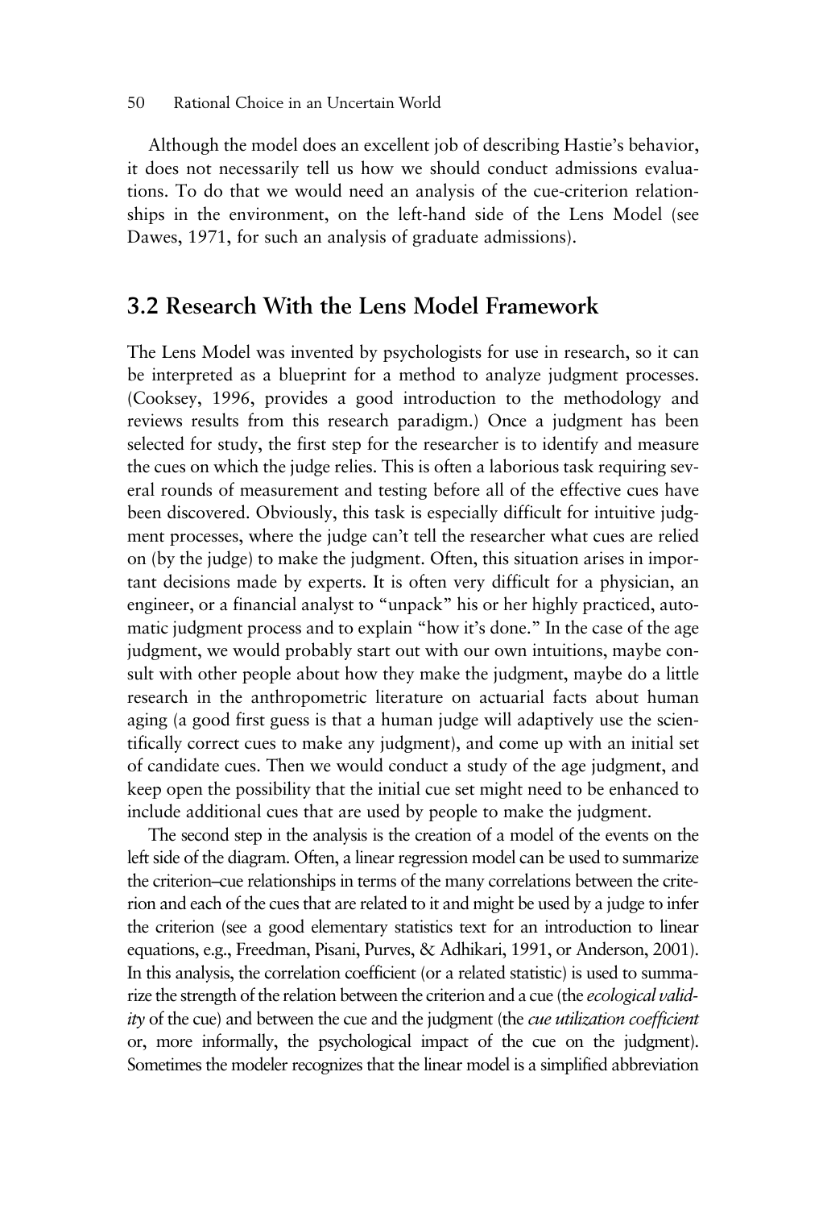Although the model does an excellent job of describing Hastie's behavior, it does not necessarily tell us how we should conduct admissions evaluations. To do that we would need an analysis of the cue-criterion relationships in the environment, on the left-hand side of the Lens Model (see Dawes, 1971, for such an analysis of graduate admissions).

## 3.2 Research With the Lens Model Framework

The Lens Model was invented by psychologists for use in research, so it can be interpreted as a blueprint for a method to analyze judgment processes. (Cooksey, 1996, provides a good introduction to the methodology and reviews results from this research paradigm.) Once a judgment has been selected for study, the first step for the researcher is to identify and measure the cues on which the judge relies. This is often a laborious task requiring several rounds of measurement and testing before all of the effective cues have been discovered. Obviously, this task is especially difficult for intuitive judgment processes, where the judge can't tell the researcher what cues are relied on (by the judge) to make the judgment. Often, this situation arises in important decisions made by experts. It is often very difficult for a physician, an engineer, or a financial analyst to "unpack" his or her highly practiced, automatic judgment process and to explain "how it's done." In the case of the age judgment, we would probably start out with our own intuitions, maybe consult with other people about how they make the judgment, maybe do a little research in the anthropometric literature on actuarial facts about human aging (a good first guess is that a human judge will adaptively use the scientifically correct cues to make any judgment), and come up with an initial set of candidate cues. Then we would conduct a study of the age judgment, and keep open the possibility that the initial cue set might need to be enhanced to include additional cues that are used by people to make the judgment.

The second step in the analysis is the creation of a model of the events on the left side of the diagram. Often, a linear regression model can be used to summarize the criterion–cue relationships in terms of the many correlations between the criterion and each of the cues that are related to it and might be used by a judge to infer the criterion (see a good elementary statistics text for an introduction to linear equations, e.g., Freedman, Pisani, Purves, & Adhikari, 1991, or Anderson, 2001). In this analysis, the correlation coefficient (or a related statistic) is used to summarize the strength of the relation between the criterion and a cue (the *ecological validity* of the cue) and between the cue and the judgment (the *cue utilization coefficient* or, more informally, the psychological impact of the cue on the judgment). Sometimes the modeler recognizes that the linear model is a simplified abbreviation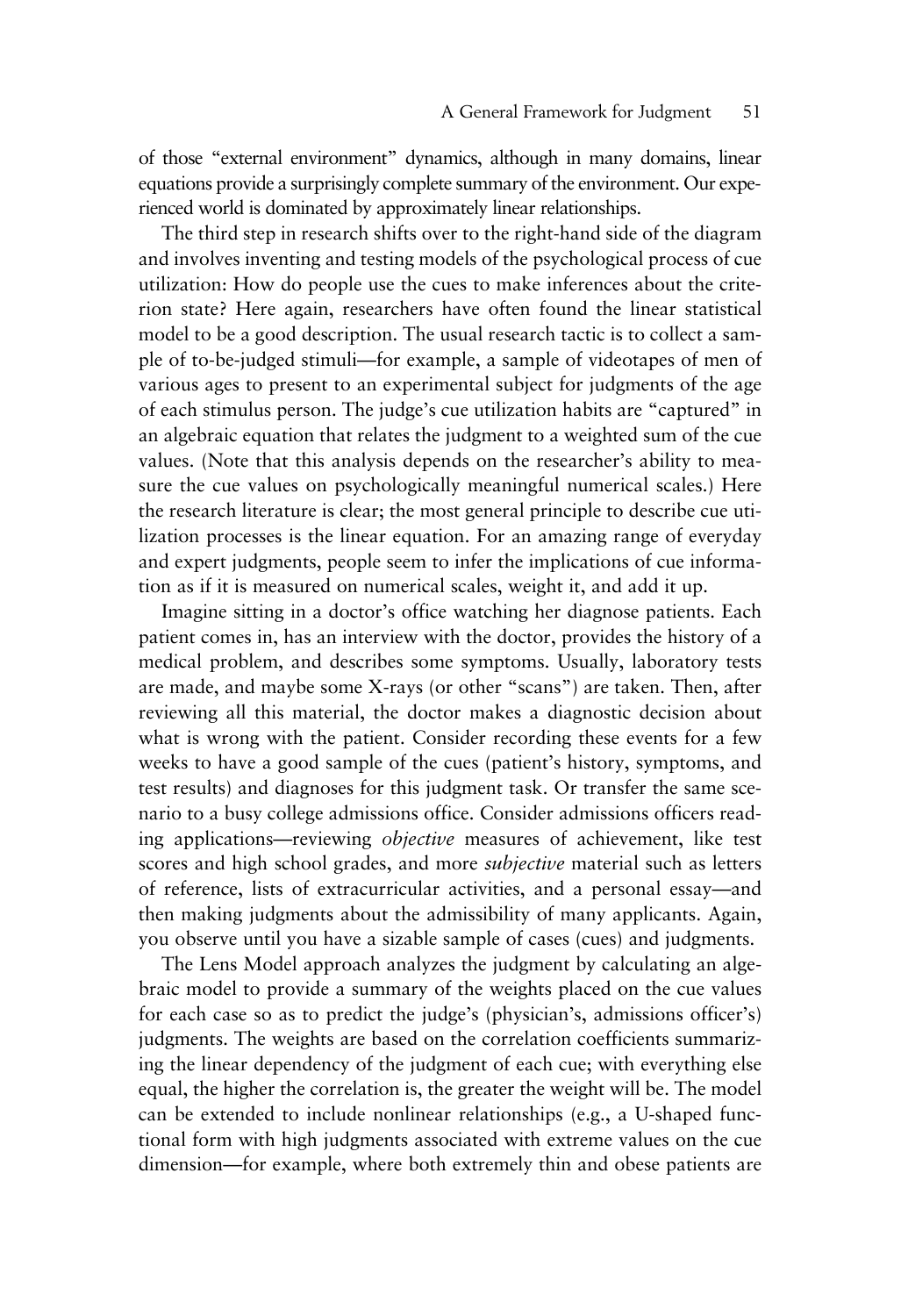of those "external environment" dynamics, although in many domains, linear equations provide a surprisingly complete summary of the environment. Our experienced world is dominated by approximately linear relationships.

The third step in research shifts over to the right-hand side of the diagram and involves inventing and testing models of the psychological process of cue utilization: How do people use the cues to make inferences about the criterion state? Here again, researchers have often found the linear statistical model to be a good description. The usual research tactic is to collect a sample of to-be-judged stimuli—for example, a sample of videotapes of men of various ages to present to an experimental subject for judgments of the age of each stimulus person. The judge's cue utilization habits are "captured" in an algebraic equation that relates the judgment to a weighted sum of the cue values. (Note that this analysis depends on the researcher's ability to measure the cue values on psychologically meaningful numerical scales.) Here the research literature is clear; the most general principle to describe cue utilization processes is the linear equation. For an amazing range of everyday and expert judgments, people seem to infer the implications of cue information as if it is measured on numerical scales, weight it, and add it up.

Imagine sitting in a doctor's office watching her diagnose patients. Each patient comes in, has an interview with the doctor, provides the history of a medical problem, and describes some symptoms. Usually, laboratory tests are made, and maybe some X-rays (or other "scans") are taken. Then, after reviewing all this material, the doctor makes a diagnostic decision about what is wrong with the patient. Consider recording these events for a few weeks to have a good sample of the cues (patient's history, symptoms, and test results) and diagnoses for this judgment task. Or transfer the same scenario to a busy college admissions office. Consider admissions officers reading applications—reviewing *objective* measures of achievement, like test scores and high school grades, and more *subjective* material such as letters of reference, lists of extracurricular activities, and a personal essay—and then making judgments about the admissibility of many applicants. Again, you observe until you have a sizable sample of cases (cues) and judgments.

The Lens Model approach analyzes the judgment by calculating an algebraic model to provide a summary of the weights placed on the cue values for each case so as to predict the judge's (physician's, admissions officer's) judgments. The weights are based on the correlation coefficients summarizing the linear dependency of the judgment of each cue; with everything else equal, the higher the correlation is, the greater the weight will be. The model can be extended to include nonlinear relationships (e.g., a U-shaped functional form with high judgments associated with extreme values on the cue dimension—for example, where both extremely thin and obese patients are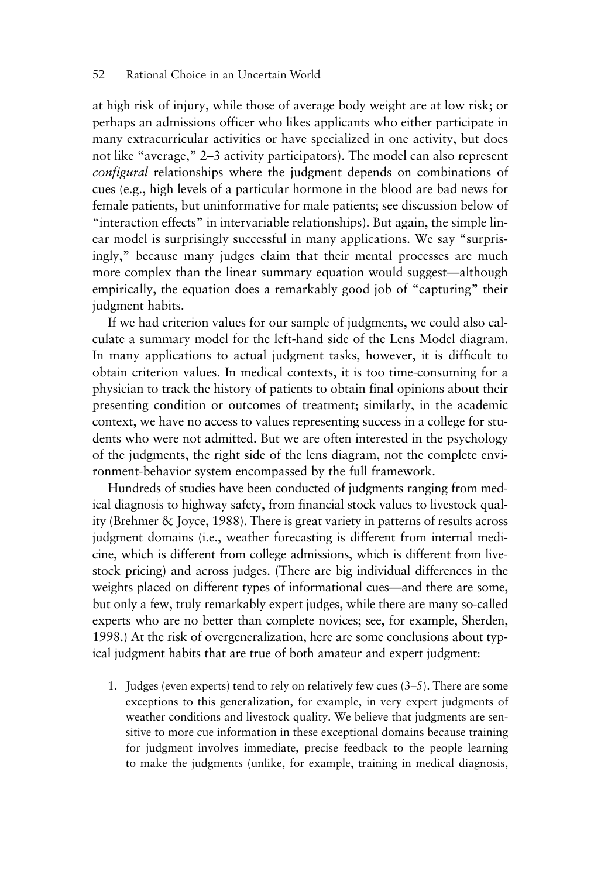at high risk of injury, while those of average body weight are at low risk; or perhaps an admissions officer who likes applicants who either participate in many extracurricular activities or have specialized in one activity, but does not like "average," 2–3 activity participators). The model can also represent *configural* relationships where the judgment depends on combinations of cues (e.g., high levels of a particular hormone in the blood are bad news for female patients, but uninformative for male patients; see discussion below of "interaction effects" in intervariable relationships). But again, the simple linear model is surprisingly successful in many applications. We say "surprisingly," because many judges claim that their mental processes are much more complex than the linear summary equation would suggest—although empirically, the equation does a remarkably good job of "capturing" their judgment habits.

If we had criterion values for our sample of judgments, we could also calculate a summary model for the left-hand side of the Lens Model diagram. In many applications to actual judgment tasks, however, it is difficult to obtain criterion values. In medical contexts, it is too time-consuming for a physician to track the history of patients to obtain final opinions about their presenting condition or outcomes of treatment; similarly, in the academic context, we have no access to values representing success in a college for students who were not admitted. But we are often interested in the psychology of the judgments, the right side of the lens diagram, not the complete environment-behavior system encompassed by the full framework.

Hundreds of studies have been conducted of judgments ranging from medical diagnosis to highway safety, from financial stock values to livestock quality (Brehmer & Joyce, 1988). There is great variety in patterns of results across judgment domains (i.e., weather forecasting is different from internal medicine, which is different from college admissions, which is different from livestock pricing) and across judges. (There are big individual differences in the weights placed on different types of informational cues—and there are some, but only a few, truly remarkably expert judges, while there are many so-called experts who are no better than complete novices; see, for example, Sherden, 1998.) At the risk of overgeneralization, here are some conclusions about typical judgment habits that are true of both amateur and expert judgment:

1. Judges (even experts) tend to rely on relatively few cues (3–5). There are some exceptions to this generalization, for example, in very expert judgments of weather conditions and livestock quality. We believe that judgments are sensitive to more cue information in these exceptional domains because training for judgment involves immediate, precise feedback to the people learning to make the judgments (unlike, for example, training in medical diagnosis,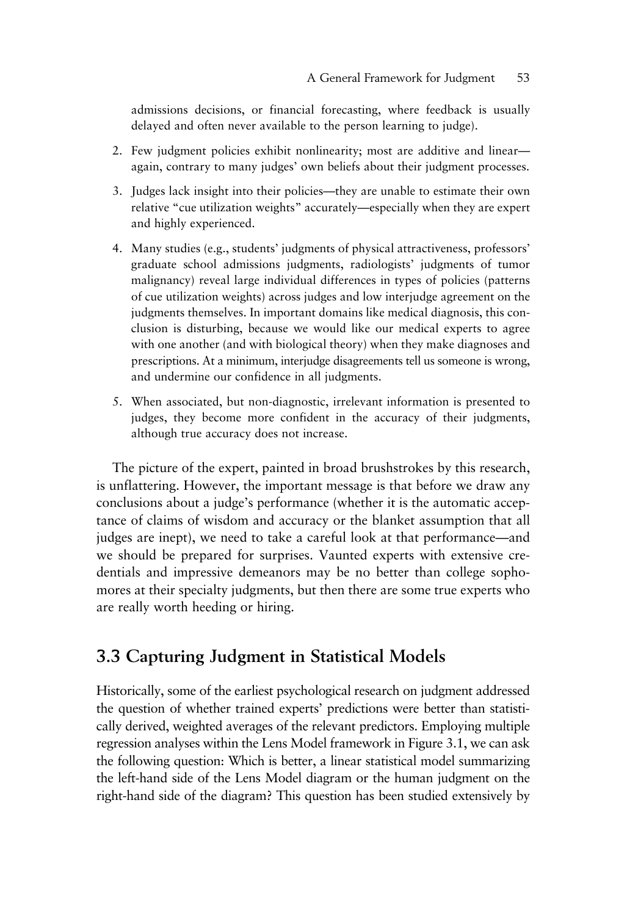admissions decisions, or financial forecasting, where feedback is usually delayed and often never available to the person learning to judge).

2. Few judgment policies exhibit nonlinearity; most are additive and linear—again, contrary to many judges' own beliefs about their judgment processes.
3. Judges lack insight into their policies—they are unable to estimate their own relative "cue utilization weights" accurately—especially when they are expert and highly experienced.
4. Many studies (e.g., students' judgments of physical attractiveness, professors' graduate school admissions judgments, radiologists' judgments of tumor malignancy) reveal large individual differences in types of policies (patterns of cue utilization weights) across judges and low interjudge agreement on the judgments themselves. In important domains like medical diagnosis, this conclusion is disturbing, because we would like our medical experts to agree with one another (and with biological theory) when they make diagnoses and prescriptions. At a minimum, interjudge disagreements tell us someone is wrong, and undermine our confidence in all judgments.
5. When associated, but non-diagnostic, irrelevant information is presented to judges, they become more confident in the accuracy of their judgments, although true accuracy does not increase.

The picture of the expert, painted in broad brushstrokes by this research, is unflattering. However, the important message is that before we draw any conclusions about a judge's performance (whether it is the automatic acceptance of claims of wisdom and accuracy or the blanket assumption that all judges are inept), we need to take a careful look at that performance—and we should be prepared for surprises. Vaunted experts with extensive credentials and impressive demeanors may be no better than college sophomores at their specialty judgments, but then there are some true experts who are really worth heeding or hiring.

## 3.3 Capturing Judgment in Statistical Models

Historically, some of the earliest psychological research on judgment addressed the question of whether trained experts' predictions were better than statistically derived, weighted averages of the relevant predictors. Employing multiple regression analyses within the Lens Model framework in Figure 3.1, we can ask the following question: Which is better, a linear statistical model summarizing the left-hand side of the Lens Model diagram or the human judgment on the right-hand side of the diagram? This question has been studied extensively by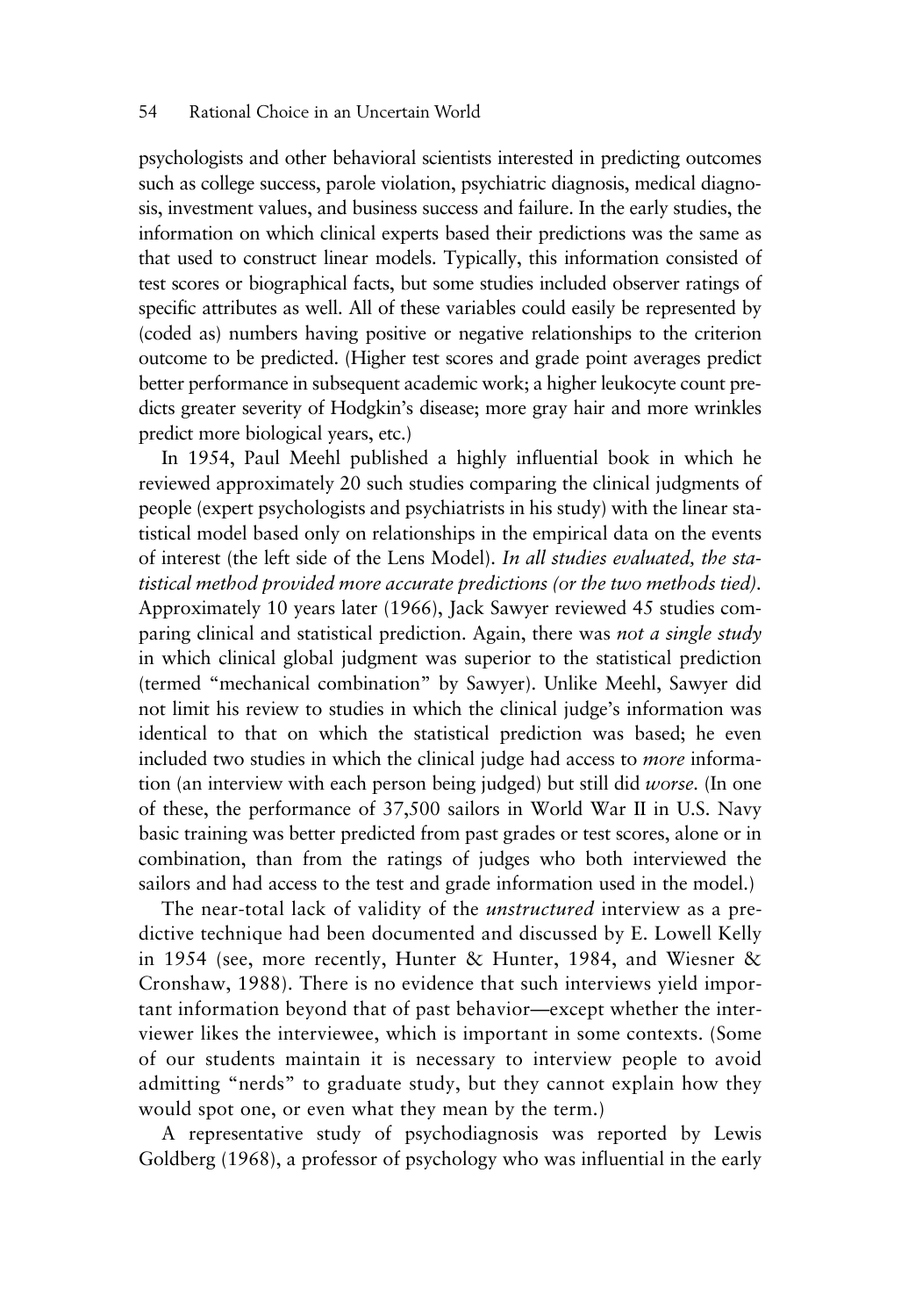psychologists and other behavioral scientists interested in predicting outcomes such as college success, parole violation, psychiatric diagnosis, medical diagnosis, investment values, and business success and failure. In the early studies, the information on which clinical experts based their predictions was the same as that used to construct linear models. Typically, this information consisted of test scores or biographical facts, but some studies included observer ratings of specific attributes as well. All of these variables could easily be represented by (coded as) numbers having positive or negative relationships to the criterion outcome to be predicted. (Higher test scores and grade point averages predict better performance in subsequent academic work; a higher leukocyte count predicts greater severity of Hodgkin's disease; more gray hair and more wrinkles predict more biological years, etc.)

In 1954, Paul Meehl published a highly influential book in which he reviewed approximately 20 such studies comparing the clinical judgments of people (expert psychologists and psychiatrists in his study) with the linear statistical model based only on relationships in the empirical data on the events of interest (the left side of the Lens Model). *In all studies evaluated, the statistical method provided more accurate predictions (or the two methods tied).* Approximately 10 years later (1966), Jack Sawyer reviewed 45 studies comparing clinical and statistical prediction. Again, there was *not a single study* in which clinical global judgment was superior to the statistical prediction (termed "mechanical combination" by Sawyer). Unlike Meehl, Sawyer did not limit his review to studies in which the clinical judge's information was identical to that on which the statistical prediction was based; he even included two studies in which the clinical judge had access to *more* information (an interview with each person being judged) but still did *worse*. (In one of these, the performance of 37,500 sailors in World War II in U.S. Navy basic training was better predicted from past grades or test scores, alone or in combination, than from the ratings of judges who both interviewed the sailors and had access to the test and grade information used in the model.)

The near-total lack of validity of the *unstructured* interview as a predictive technique had been documented and discussed by E. Lowell Kelly in 1954 (see, more recently, Hunter & Hunter, 1984, and Wiesner & Cronshaw, 1988). There is no evidence that such interviews yield important information beyond that of past behavior—except whether the interviewer likes the interviewee, which is important in some contexts. (Some of our students maintain it is necessary to interview people to avoid admitting "nerds" to graduate study, but they cannot explain how they would spot one, or even what they mean by the term.)

A representative study of psychodiagnosis was reported by Lewis Goldberg (1968), a professor of psychology who was influential in the early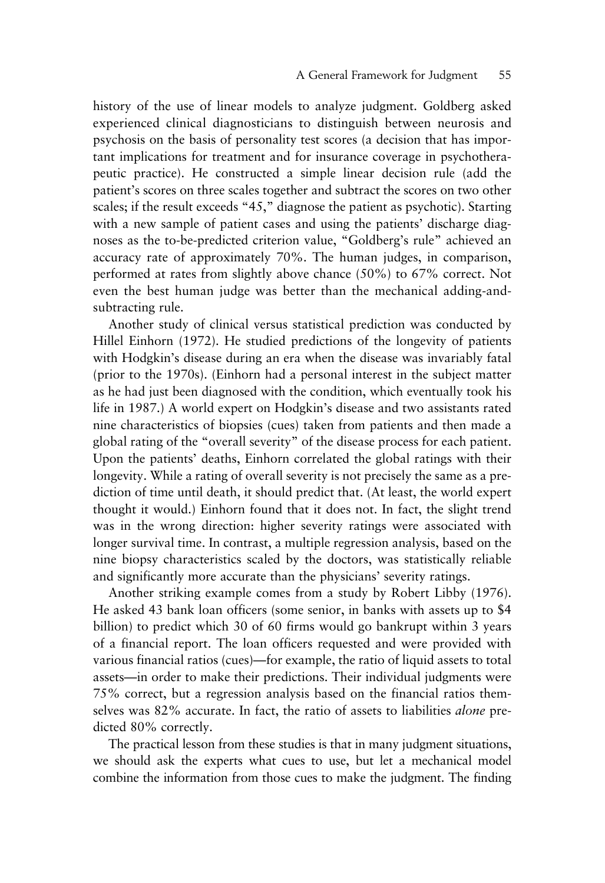history of the use of linear models to analyze judgment. Goldberg asked experienced clinical diagnosticians to distinguish between neurosis and psychosis on the basis of personality test scores (a decision that has important implications for treatment and for insurance coverage in psychotherapeutic practice). He constructed a simple linear decision rule (add the patient's scores on three scales together and subtract the scores on two other scales; if the result exceeds "45," diagnose the patient as psychotic). Starting with a new sample of patient cases and using the patients' discharge diagnoses as the to-be-predicted criterion value, "Goldberg's rule" achieved an accuracy rate of approximately 70%. The human judges, in comparison, performed at rates from slightly above chance (50%) to 67% correct. Not even the best human judge was better than the mechanical adding-and-subtracting rule.

Another study of clinical versus statistical prediction was conducted by Hillel Einhorn (1972). He studied predictions of the longevity of patients with Hodgkin's disease during an era when the disease was invariably fatal (prior to the 1970s). (Einhorn had a personal interest in the subject matter as he had just been diagnosed with the condition, which eventually took his life in 1987.) A world expert on Hodgkin's disease and two assistants rated nine characteristics of biopsies (cues) taken from patients and then made a global rating of the "overall severity" of the disease process for each patient. Upon the patients' deaths, Einhorn correlated the global ratings with their longevity. While a rating of overall severity is not precisely the same as a prediction of time until death, it should predict that. (At least, the world expert thought it would.) Einhorn found that it does not. In fact, the slight trend was in the wrong direction: higher severity ratings were associated with longer survival time. In contrast, a multiple regression analysis, based on the nine biopsy characteristics scaled by the doctors, was statistically reliable and significantly more accurate than the physicians' severity ratings.

Another striking example comes from a study by Robert Libby (1976). He asked 43 bank loan officers (some senior, in banks with assets up to $4 billion) to predict which 30 of 60 firms would go bankrupt within 3 years of a financial report. The loan officers requested and were provided with various financial ratios (cues)—for example, the ratio of liquid assets to total assets—in order to make their predictions. Their individual judgments were 75% correct, but a regression analysis based on the financial ratios themselves was 82% accurate. In fact, the ratio of assets to liabilities *alone* predicted 80% correctly.

The practical lesson from these studies is that in many judgment situations, we should ask the experts what cues to use, but let a mechanical model combine the information from those cues to make the judgment. The finding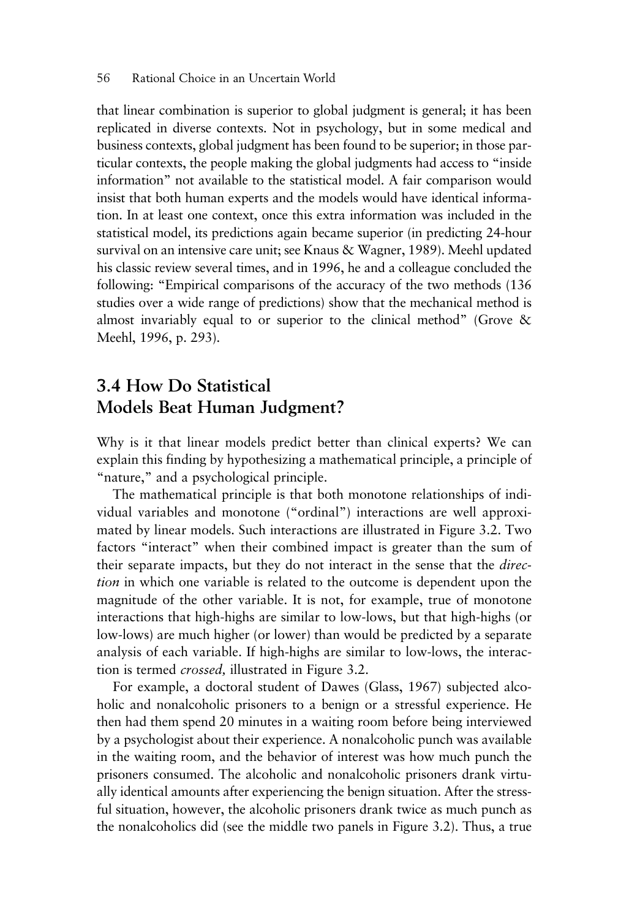that linear combination is superior to global judgment is general; it has been replicated in diverse contexts. Not in psychology, but in some medical and business contexts, global judgment has been found to be superior; in those particular contexts, the people making the global judgments had access to "inside information" not available to the statistical model. A fair comparison would insist that both human experts and the models would have identical information. In at least one context, once this extra information was included in the statistical model, its predictions again became superior (in predicting 24-hour survival on an intensive care unit; see Knaus & Wagner, 1989). Meehl updated his classic review several times, and in 1996, he and a colleague concluded the following: "Empirical comparisons of the accuracy of the two methods (136 studies over a wide range of predictions) show that the mechanical method is almost invariably equal to or superior to the clinical method" (Grove & Meehl, 1996, p. 293).

## 3.4 How Do Statistical Models Beat Human Judgment?

Why is it that linear models predict better than clinical experts? We can explain this finding by hypothesizing a mathematical principle, a principle of "nature," and a psychological principle.

The mathematical principle is that both monotone relationships of individual variables and monotone ("ordinal") interactions are well approximated by linear models. Such interactions are illustrated in Figure 3.2. Two factors "interact" when their combined impact is greater than the sum of their separate impacts, but they do not interact in the sense that the *direction* in which one variable is related to the outcome is dependent upon the magnitude of the other variable. It is not, for example, true of monotone interactions that high-highs are similar to low-lows, but that high-highs (or low-lows) are much higher (or lower) than would be predicted by a separate analysis of each variable. If high-highs are similar to low-lows, the interaction is termed *crossed,* illustrated in Figure 3.2.

For example, a doctoral student of Dawes (Glass, 1967) subjected alcoholic and nonalcoholic prisoners to a benign or a stressful experience. He then had them spend 20 minutes in a waiting room before being interviewed by a psychologist about their experience. A nonalcoholic punch was available in the waiting room, and the behavior of interest was how much punch the prisoners consumed. The alcoholic and nonalcoholic prisoners drank virtually identical amounts after experiencing the benign situation. After the stressful situation, however, the alcoholic prisoners drank twice as much punch as the nonalcoholics did (see the middle two panels in Figure 3.2). Thus, a true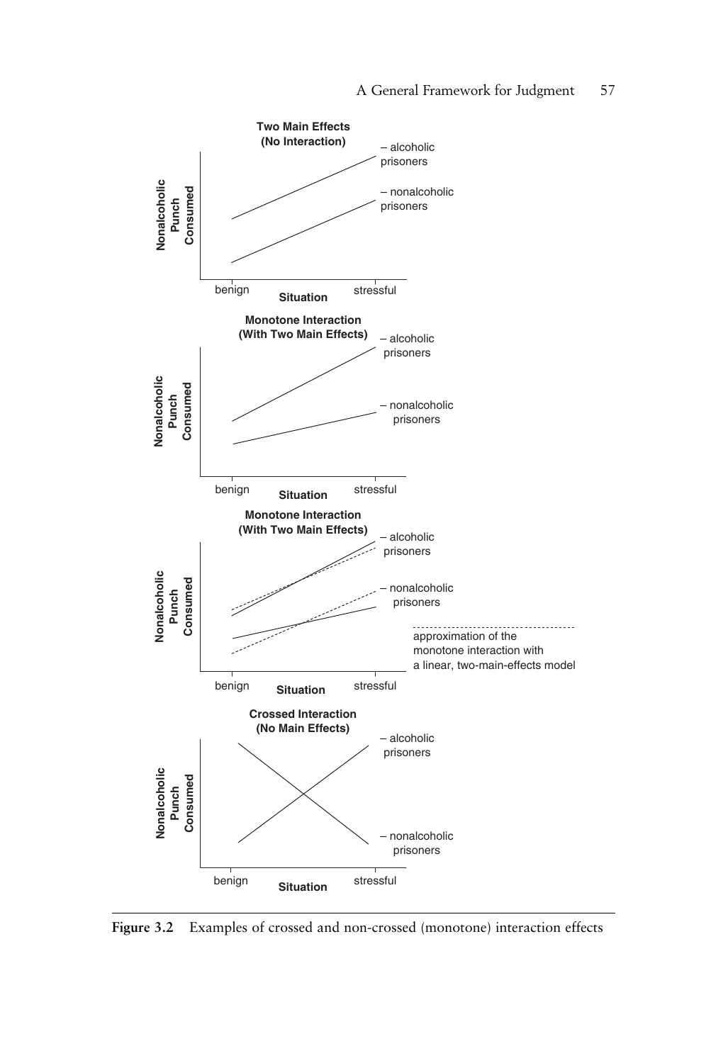**Two Main Effects (No Interaction)**

Nonalcoholic Punch Consumed

– alcoholic prisoners

– nonalcoholic prisoners

benign | Situation | stressful

**Monotone Interaction (With Two Main Effects)**

Nonalcoholic Punch Consumed

– alcoholic prisoners

– nonalcoholic prisoners

benign | Situation | stressful

**Monotone Interaction (With Two Main Effects)**

Nonalcoholic Punch Consumed

– alcoholic prisoners

– nonalcoholic prisoners

approximation of the monotone interaction with a linear, two-main-effects model

benign | Situation | stressful

**Crossed Interaction (No Main Effects)**

Nonalcoholic Punch Consumed

– alcoholic prisoners

– nonalcoholic prisoners

benign | Situation | stressful

**Figure 3.2** Examples of crossed and non-crossed (monotone) interaction effects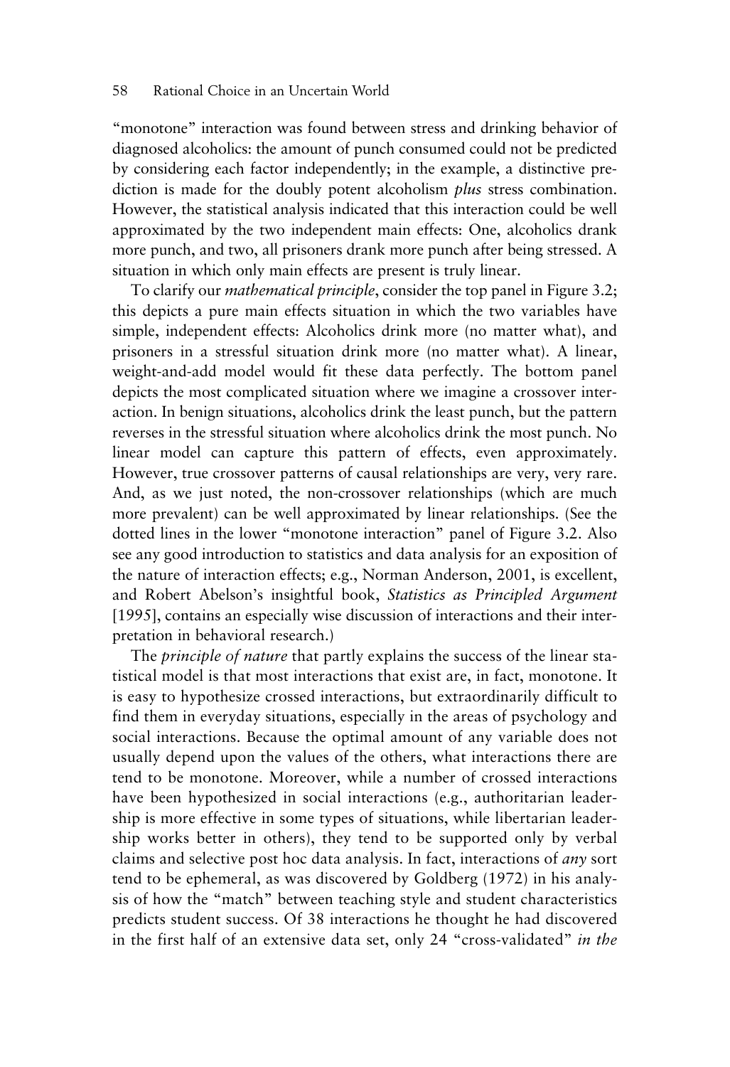"monotone" interaction was found between stress and drinking behavior of diagnosed alcoholics: the amount of punch consumed could not be predicted by considering each factor independently; in the example, a distinctive prediction is made for the doubly potent alcoholism *plus* stress combination. However, the statistical analysis indicated that this interaction could be well approximated by the two independent main effects: One, alcoholics drank more punch, and two, all prisoners drank more punch after being stressed. A situation in which only main effects are present is truly linear.

To clarify our *mathematical principle*, consider the top panel in Figure 3.2; this depicts a pure main effects situation in which the two variables have simple, independent effects: Alcoholics drink more (no matter what), and prisoners in a stressful situation drink more (no matter what). A linear, weight-and-add model would fit these data perfectly. The bottom panel depicts the most complicated situation where we imagine a crossover interaction. In benign situations, alcoholics drink the least punch, but the pattern reverses in the stressful situation where alcoholics drink the most punch. No linear model can capture this pattern of effects, even approximately. However, true crossover patterns of causal relationships are very, very rare. And, as we just noted, the non-crossover relationships (which are much more prevalent) can be well approximated by linear relationships. (See the dotted lines in the lower "monotone interaction" panel of Figure 3.2. Also see any good introduction to statistics and data analysis for an exposition of the nature of interaction effects; e.g., Norman Anderson, 2001, is excellent, and Robert Abelson's insightful book, *Statistics as Principled Argument* [1995], contains an especially wise discussion of interactions and their interpretation in behavioral research.)

The *principle of nature* that partly explains the success of the linear statistical model is that most interactions that exist are, in fact, monotone. It is easy to hypothesize crossed interactions, but extraordinarily difficult to find them in everyday situations, especially in the areas of psychology and social interactions. Because the optimal amount of any variable does not usually depend upon the values of the others, what interactions there are tend to be monotone. Moreover, while a number of crossed interactions have been hypothesized in social interactions (e.g., authoritarian leadership is more effective in some types of situations, while libertarian leadership works better in others), they tend to be supported only by verbal claims and selective post hoc data analysis. In fact, interactions of *any* sort tend to be ephemeral, as was discovered by Goldberg (1972) in his analysis of how the "match" between teaching style and student characteristics predicts student success. Of 38 interactions he thought he had discovered in the first half of an extensive data set, only 24 "cross-validated" *in the*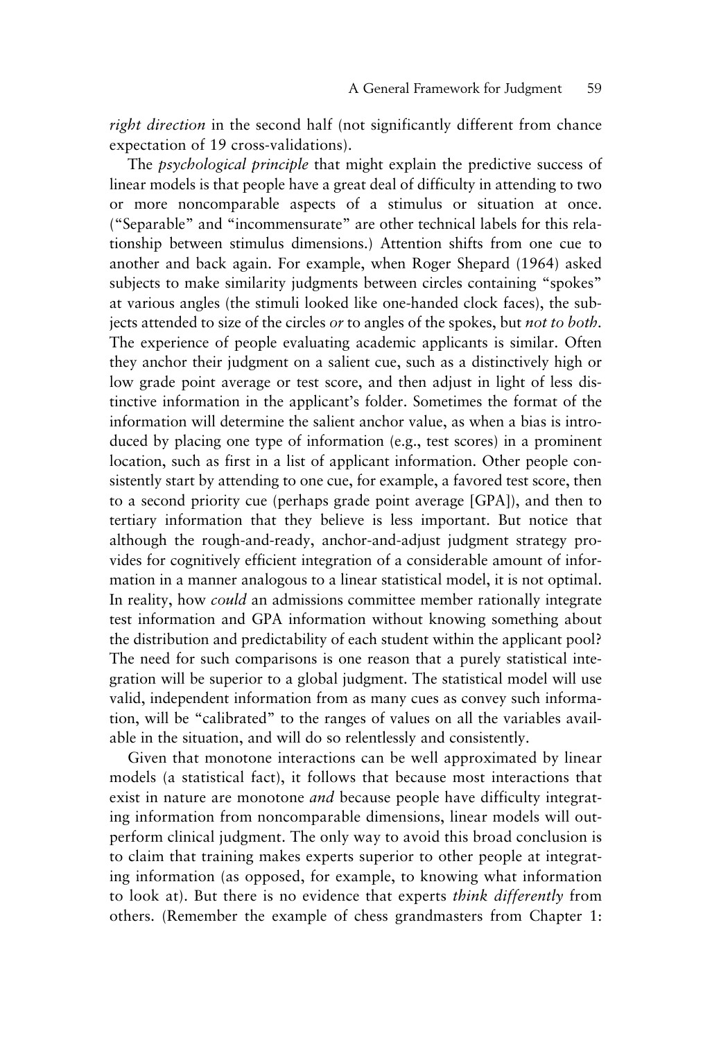*right direction* in the second half (not significantly different from chance expectation of 19 cross-validations).

The *psychological principle* that might explain the predictive success of linear models is that people have a great deal of difficulty in attending to two or more noncomparable aspects of a stimulus or situation at once. ("Separable" and "incommensurate" are other technical labels for this relationship between stimulus dimensions.) Attention shifts from one cue to another and back again. For example, when Roger Shepard (1964) asked subjects to make similarity judgments between circles containing "spokes" at various angles (the stimuli looked like one-handed clock faces), the subjects attended to size of the circles *or* to angles of the spokes, but *not to both*. The experience of people evaluating academic applicants is similar. Often they anchor their judgment on a salient cue, such as a distinctively high or low grade point average or test score, and then adjust in light of less distinctive information in the applicant's folder. Sometimes the format of the information will determine the salient anchor value, as when a bias is introduced by placing one type of information (e.g., test scores) in a prominent location, such as first in a list of applicant information. Other people consistently start by attending to one cue, for example, a favored test score, then to a second priority cue (perhaps grade point average [GPA]), and then to tertiary information that they believe is less important. But notice that although the rough-and-ready, anchor-and-adjust judgment strategy provides for cognitively efficient integration of a considerable amount of information in a manner analogous to a linear statistical model, it is not optimal. In reality, how *could* an admissions committee member rationally integrate test information and GPA information without knowing something about the distribution and predictability of each student within the applicant pool? The need for such comparisons is one reason that a purely statistical integration will be superior to a global judgment. The statistical model will use valid, independent information from as many cues as convey such information, will be "calibrated" to the ranges of values on all the variables available in the situation, and will do so relentlessly and consistently.

Given that monotone interactions can be well approximated by linear models (a statistical fact), it follows that because most interactions that exist in nature are monotone *and* because people have difficulty integrating information from noncomparable dimensions, linear models will outperform clinical judgment. The only way to avoid this broad conclusion is to claim that training makes experts superior to other people at integrating information (as opposed, for example, to knowing what information to look at). But there is no evidence that experts *think differently* from others. (Remember the example of chess grandmasters from Chapter 1: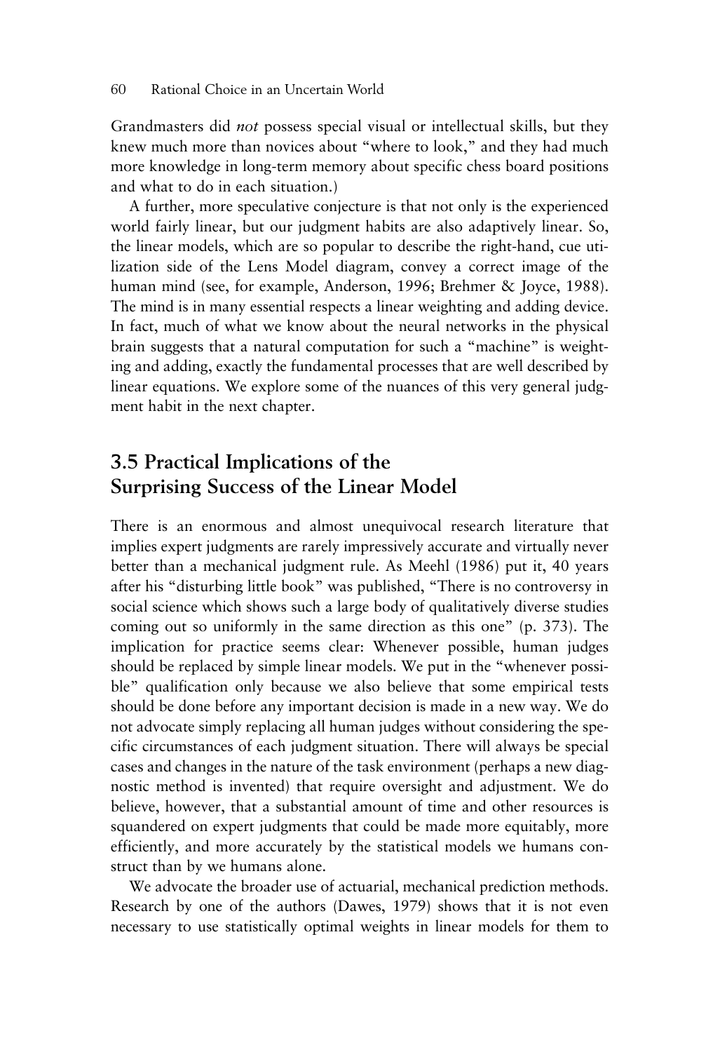Grandmasters did *not* possess special visual or intellectual skills, but they knew much more than novices about "where to look," and they had much more knowledge in long-term memory about specific chess board positions and what to do in each situation.)

A further, more speculative conjecture is that not only is the experienced world fairly linear, but our judgment habits are also adaptively linear. So, the linear models, which are so popular to describe the right-hand, cue utilization side of the Lens Model diagram, convey a correct image of the human mind (see, for example, Anderson, 1996; Brehmer & Joyce, 1988). The mind is in many essential respects a linear weighting and adding device. In fact, much of what we know about the neural networks in the physical brain suggests that a natural computation for such a "machine" is weighting and adding, exactly the fundamental processes that are well described by linear equations. We explore some of the nuances of this very general judgment habit in the next chapter.

## 3.5 Practical Implications of the Surprising Success of the Linear Model

There is an enormous and almost unequivocal research literature that implies expert judgments are rarely impressively accurate and virtually never better than a mechanical judgment rule. As Meehl (1986) put it, 40 years after his "disturbing little book" was published, "There is no controversy in social science which shows such a large body of qualitatively diverse studies coming out so uniformly in the same direction as this one" (p. 373). The implication for practice seems clear: Whenever possible, human judges should be replaced by simple linear models. We put in the "whenever possible" qualification only because we also believe that some empirical tests should be done before any important decision is made in a new way. We do not advocate simply replacing all human judges without considering the specific circumstances of each judgment situation. There will always be special cases and changes in the nature of the task environment (perhaps a new diagnostic method is invented) that require oversight and adjustment. We do believe, however, that a substantial amount of time and other resources is squandered on expert judgments that could be made more equitably, more efficiently, and more accurately by the statistical models we humans construct than by we humans alone.

We advocate the broader use of actuarial, mechanical prediction methods. Research by one of the authors (Dawes, 1979) shows that it is not even necessary to use statistically optimal weights in linear models for them to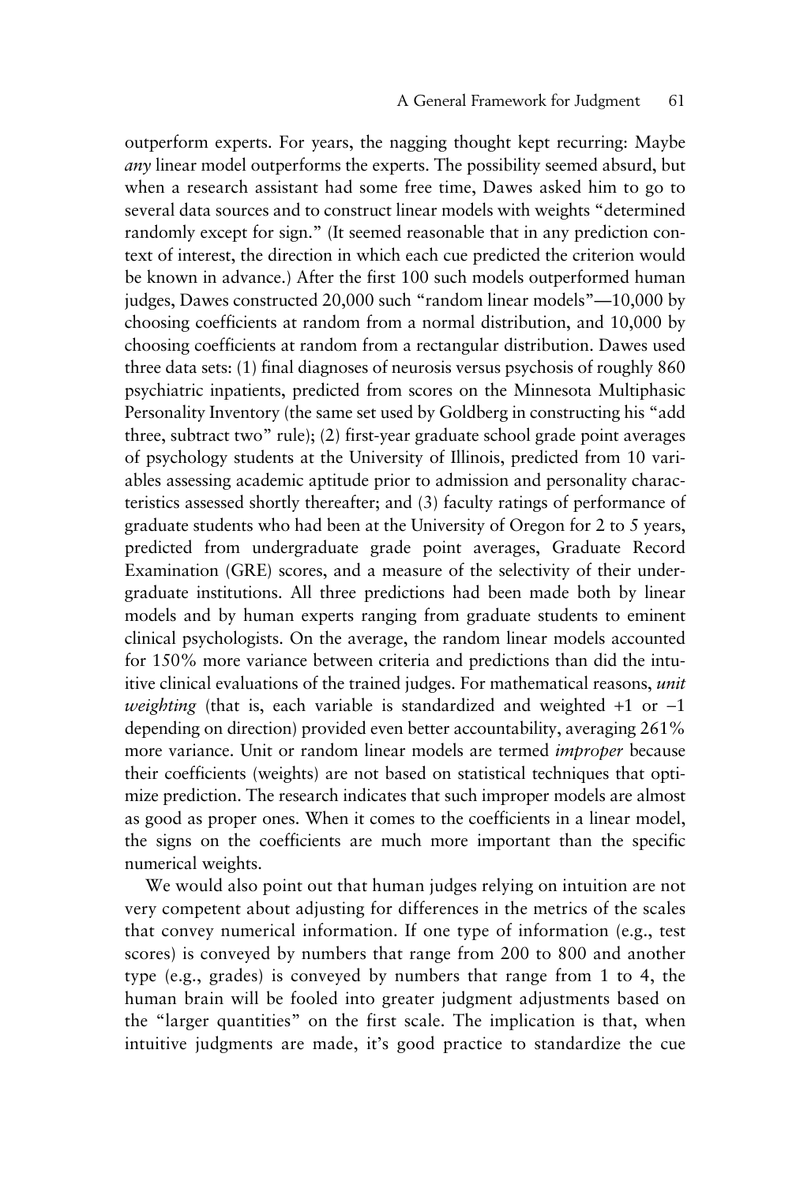outperform experts. For years, the nagging thought kept recurring: Maybe *any* linear model outperforms the experts. The possibility seemed absurd, but when a research assistant had some free time, Dawes asked him to go to several data sources and to construct linear models with weights "determined randomly except for sign." (It seemed reasonable that in any prediction context of interest, the direction in which each cue predicted the criterion would be known in advance.) After the first 100 such models outperformed human judges, Dawes constructed 20,000 such "random linear models"—10,000 by choosing coefficients at random from a normal distribution, and 10,000 by choosing coefficients at random from a rectangular distribution. Dawes used three data sets: (1) final diagnoses of neurosis versus psychosis of roughly 860 psychiatric inpatients, predicted from scores on the Minnesota Multiphasic Personality Inventory (the same set used by Goldberg in constructing his "add three, subtract two" rule); (2) first-year graduate school grade point averages of psychology students at the University of Illinois, predicted from 10 variables assessing academic aptitude prior to admission and personality characteristics assessed shortly thereafter; and (3) faculty ratings of performance of graduate students who had been at the University of Oregon for 2 to 5 years, predicted from undergraduate grade point averages, Graduate Record Examination (GRE) scores, and a measure of the selectivity of their undergraduate institutions. All three predictions had been made both by linear models and by human experts ranging from graduate students to eminent clinical psychologists. On the average, the random linear models accounted for 150% more variance between criteria and predictions than did the intuitive clinical evaluations of the trained judges. For mathematical reasons, *unit weighting* (that is, each variable is standardized and weighted +1 or −1 depending on direction) provided even better accountability, averaging 261% more variance. Unit or random linear models are termed *improper* because their coefficients (weights) are not based on statistical techniques that optimize prediction. The research indicates that such improper models are almost as good as proper ones. When it comes to the coefficients in a linear model, the signs on the coefficients are much more important than the specific numerical weights.

We would also point out that human judges relying on intuition are not very competent about adjusting for differences in the metrics of the scales that convey numerical information. If one type of information (e.g., test scores) is conveyed by numbers that range from 200 to 800 and another type (e.g., grades) is conveyed by numbers that range from 1 to 4, the human brain will be fooled into greater judgment adjustments based on the "larger quantities" on the first scale. The implication is that, when intuitive judgments are made, it's good practice to standardize the cue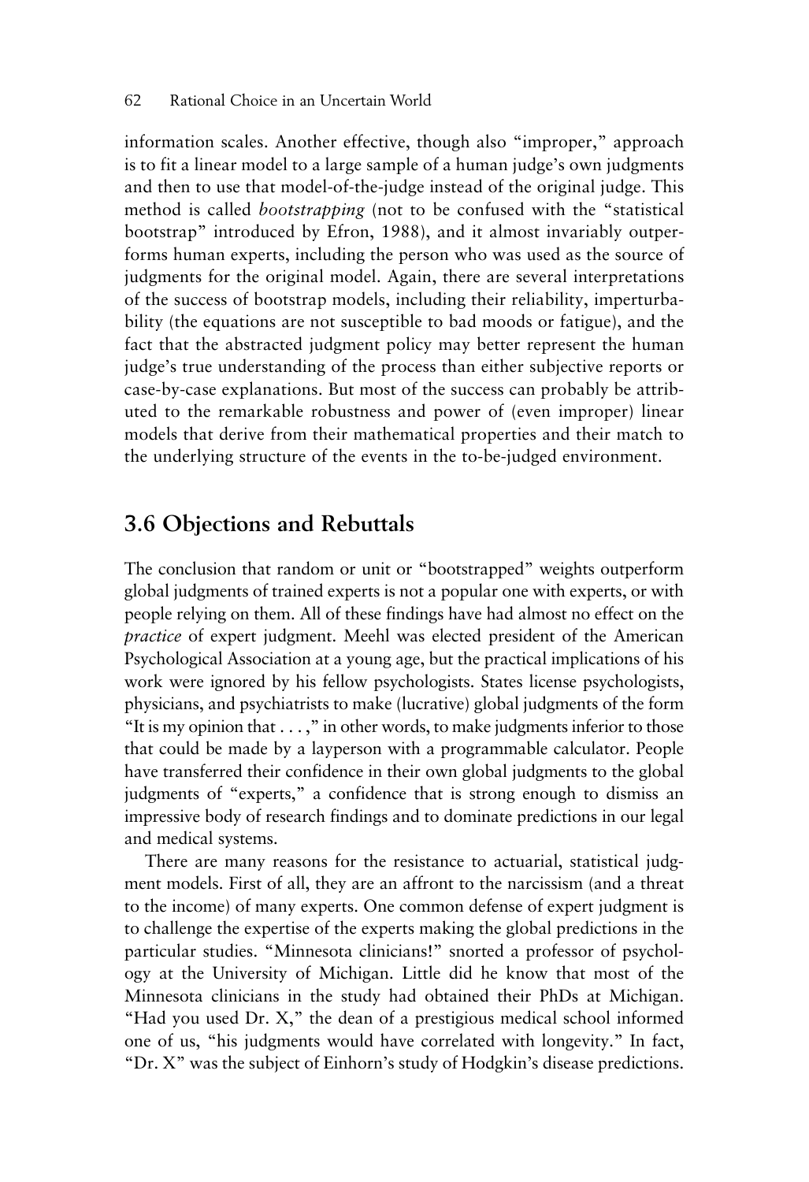information scales. Another effective, though also "improper," approach is to fit a linear model to a large sample of a human judge's own judgments and then to use that model-of-the-judge instead of the original judge. This method is called *bootstrapping* (not to be confused with the "statistical bootstrap" introduced by Efron, 1988), and it almost invariably outperforms human experts, including the person who was used as the source of judgments for the original model. Again, there are several interpretations of the success of bootstrap models, including their reliability, imperturbability (the equations are not susceptible to bad moods or fatigue), and the fact that the abstracted judgment policy may better represent the human judge's true understanding of the process than either subjective reports or case-by-case explanations. But most of the success can probably be attributed to the remarkable robustness and power of (even improper) linear models that derive from their mathematical properties and their match to the underlying structure of the events in the to-be-judged environment.

## 3.6 Objections and Rebuttals

The conclusion that random or unit or "bootstrapped" weights outperform global judgments of trained experts is not a popular one with experts, or with people relying on them. All of these findings have had almost no effect on the *practice* of expert judgment. Meehl was elected president of the American Psychological Association at a young age, but the practical implications of his work were ignored by his fellow psychologists. States license psychologists, physicians, and psychiatrists to make (lucrative) global judgments of the form "It is my opinion that . . . ," in other words, to make judgments inferior to those that could be made by a layperson with a programmable calculator. People have transferred their confidence in their own global judgments to the global judgments of "experts," a confidence that is strong enough to dismiss an impressive body of research findings and to dominate predictions in our legal and medical systems.

There are many reasons for the resistance to actuarial, statistical judgment models. First of all, they are an affront to the narcissism (and a threat to the income) of many experts. One common defense of expert judgment is to challenge the expertise of the experts making the global predictions in the particular studies. "Minnesota clinicians!" snorted a professor of psychology at the University of Michigan. Little did he know that most of the Minnesota clinicians in the study had obtained their PhDs at Michigan. "Had you used Dr. X," the dean of a prestigious medical school informed one of us, "his judgments would have correlated with longevity." In fact, "Dr. X" was the subject of Einhorn's study of Hodgkin's disease predictions.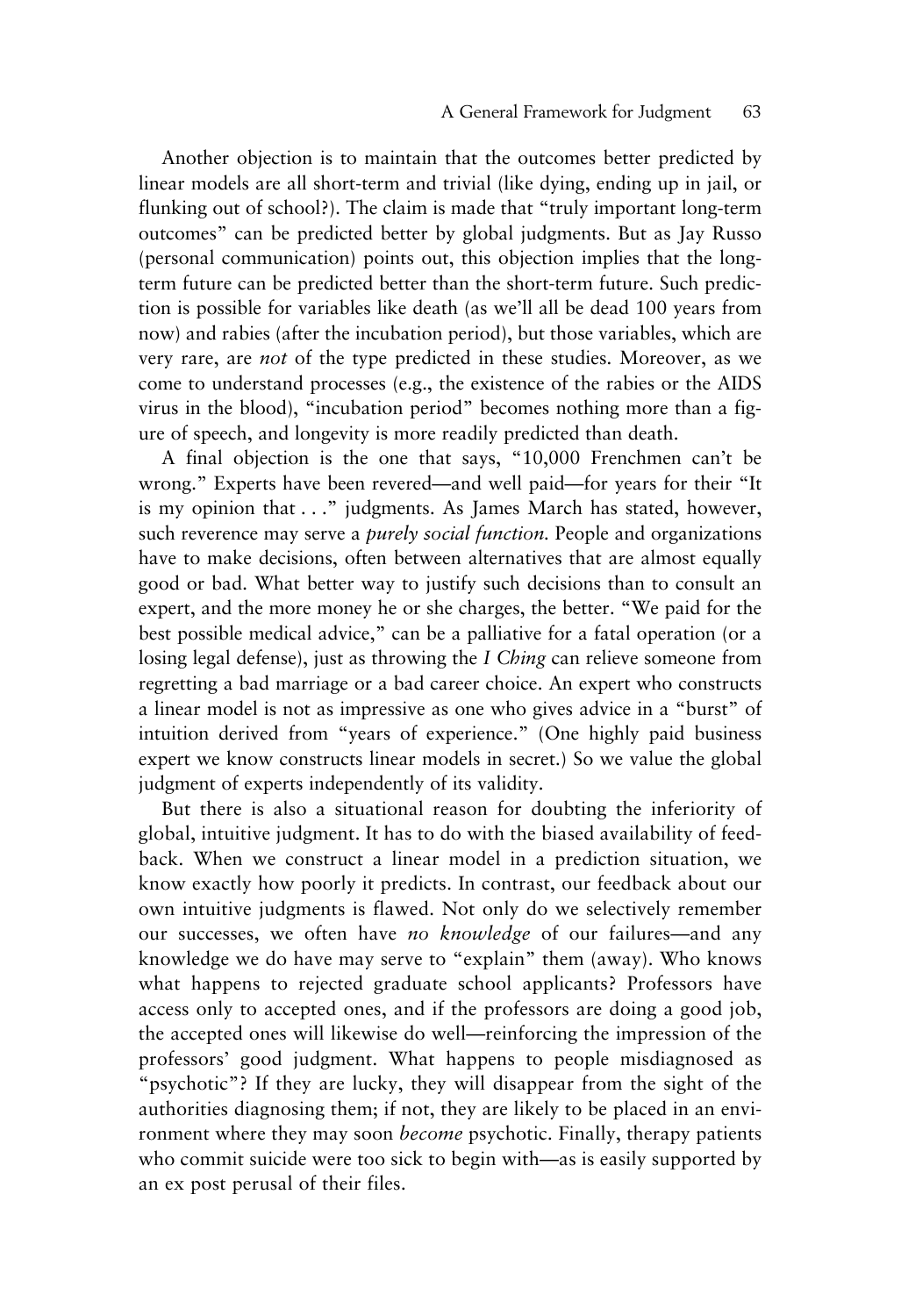Another objection is to maintain that the outcomes better predicted by linear models are all short-term and trivial (like dying, ending up in jail, or flunking out of school?). The claim is made that "truly important long-term outcomes" can be predicted better by global judgments. But as Jay Russo (personal communication) points out, this objection implies that the long-term future can be predicted better than the short-term future. Such prediction is possible for variables like death (as we'll all be dead 100 years from now) and rabies (after the incubation period), but those variables, which are very rare, are *not* of the type predicted in these studies. Moreover, as we come to understand processes (e.g., the existence of the rabies or the AIDS virus in the blood), "incubation period" becomes nothing more than a figure of speech, and longevity is more readily predicted than death.

A final objection is the one that says, "10,000 Frenchmen can't be wrong." Experts have been revered—and well paid—for years for their "It is my opinion that . . ." judgments. As James March has stated, however, such reverence may serve a *purely social function.* People and organizations have to make decisions, often between alternatives that are almost equally good or bad. What better way to justify such decisions than to consult an expert, and the more money he or she charges, the better. "We paid for the best possible medical advice," can be a palliative for a fatal operation (or a losing legal defense), just as throwing the *I Ching* can relieve someone from regretting a bad marriage or a bad career choice. An expert who constructs a linear model is not as impressive as one who gives advice in a "burst" of intuition derived from "years of experience." (One highly paid business expert we know constructs linear models in secret.) So we value the global judgment of experts independently of its validity.

But there is also a situational reason for doubting the inferiority of global, intuitive judgment. It has to do with the biased availability of feedback. When we construct a linear model in a prediction situation, we know exactly how poorly it predicts. In contrast, our feedback about our own intuitive judgments is flawed. Not only do we selectively remember our successes, we often have *no knowledge* of our failures—and any knowledge we do have may serve to "explain" them (away). Who knows what happens to rejected graduate school applicants? Professors have access only to accepted ones, and if the professors are doing a good job, the accepted ones will likewise do well—reinforcing the impression of the professors' good judgment. What happens to people misdiagnosed as "psychotic"? If they are lucky, they will disappear from the sight of the authorities diagnosing them; if not, they are likely to be placed in an environment where they may soon *become* psychotic. Finally, therapy patients who commit suicide were too sick to begin with—as is easily supported by an ex post perusal of their files.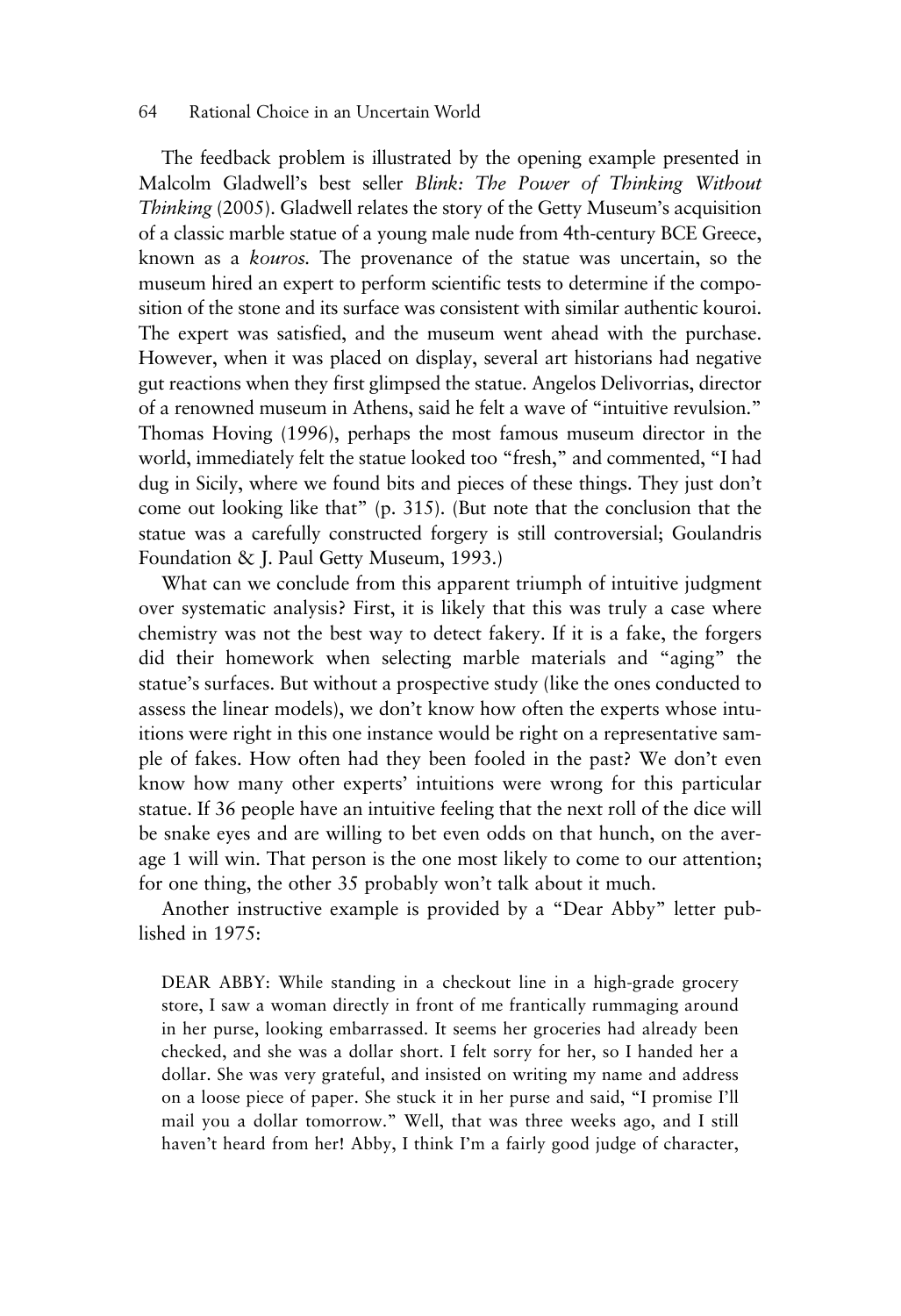The feedback problem is illustrated by the opening example presented in Malcolm Gladwell's best seller *Blink: The Power of Thinking Without Thinking* (2005). Gladwell relates the story of the Getty Museum's acquisition of a classic marble statue of a young male nude from 4th-century BCE Greece, known as a *kouros.* The provenance of the statue was uncertain, so the museum hired an expert to perform scientific tests to determine if the composition of the stone and its surface was consistent with similar authentic kouroi. The expert was satisfied, and the museum went ahead with the purchase. However, when it was placed on display, several art historians had negative gut reactions when they first glimpsed the statue. Angelos Delivorrias, director of a renowned museum in Athens, said he felt a wave of "intuitive revulsion." Thomas Hoving (1996), perhaps the most famous museum director in the world, immediately felt the statue looked too "fresh," and commented, "I had dug in Sicily, where we found bits and pieces of these things. They just don't come out looking like that" (p. 315). (But note that the conclusion that the statue was a carefully constructed forgery is still controversial; Goulandris Foundation & J. Paul Getty Museum, 1993.)

What can we conclude from this apparent triumph of intuitive judgment over systematic analysis? First, it is likely that this was truly a case where chemistry was not the best way to detect fakery. If it is a fake, the forgers did their homework when selecting marble materials and "aging" the statue's surfaces. But without a prospective study (like the ones conducted to assess the linear models), we don't know how often the experts whose intuitions were right in this one instance would be right on a representative sample of fakes. How often had they been fooled in the past? We don't even know how many other experts' intuitions were wrong for this particular statue. If 36 people have an intuitive feeling that the next roll of the dice will be snake eyes and are willing to bet even odds on that hunch, on the average 1 will win. That person is the one most likely to come to our attention; for one thing, the other 35 probably won't talk about it much.

Another instructive example is provided by a "Dear Abby" letter published in 1975:

> DEAR ABBY: While standing in a checkout line in a high-grade grocery store, I saw a woman directly in front of me frantically rummaging around in her purse, looking embarrassed. It seems her groceries had already been checked, and she was a dollar short. I felt sorry for her, so I handed her a dollar. She was very grateful, and insisted on writing my name and address on a loose piece of paper. She stuck it in her purse and said, "I promise I'll mail you a dollar tomorrow." Well, that was three weeks ago, and I still haven't heard from her! Abby, I think I'm a fairly good judge of character,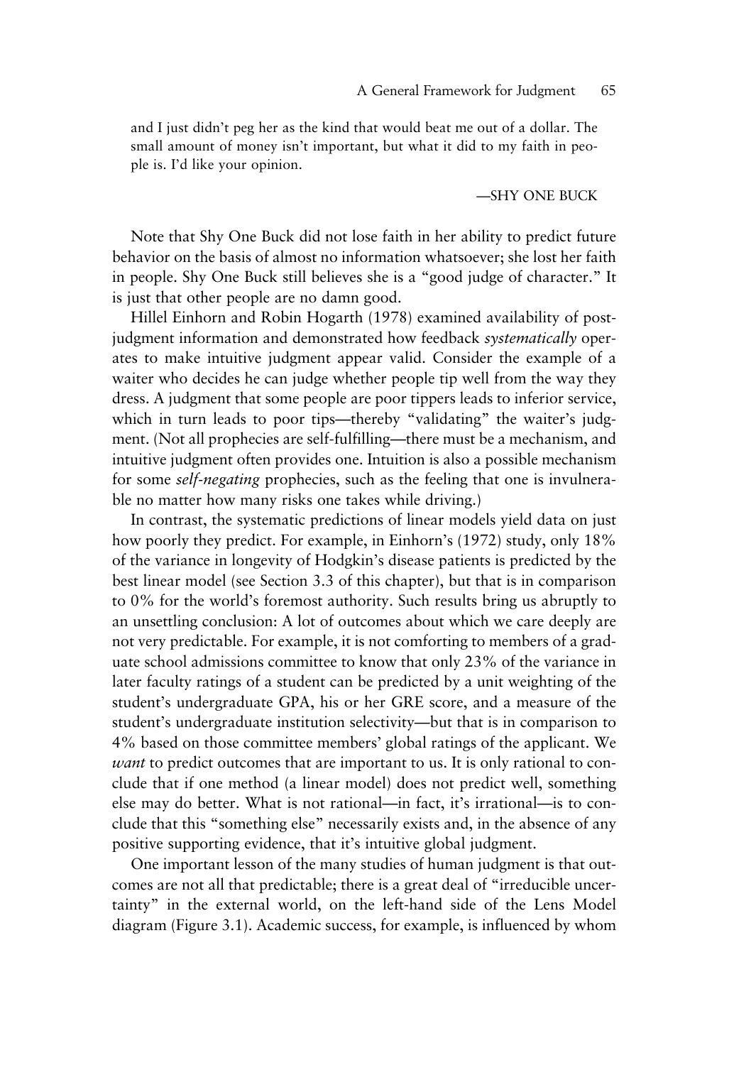and I just didn't peg her as the kind that would beat me out of a dollar. The small amount of money isn't important, but what it did to my faith in people is. I'd like your opinion.

—SHY ONE BUCK

Note that Shy One Buck did not lose faith in her ability to predict future behavior on the basis of almost no information whatsoever; she lost her faith in people. Shy One Buck still believes she is a "good judge of character." It is just that other people are no damn good.

Hillel Einhorn and Robin Hogarth (1978) examined availability of post-judgment information and demonstrated how feedback *systematically* operates to make intuitive judgment appear valid. Consider the example of a waiter who decides he can judge whether people tip well from the way they dress. A judgment that some people are poor tippers leads to inferior service, which in turn leads to poor tips—thereby "validating" the waiter's judgment. (Not all prophecies are self-fulfilling—there must be a mechanism, and intuitive judgment often provides one. Intuition is also a possible mechanism for some *self-negating* prophecies, such as the feeling that one is invulnerable no matter how many risks one takes while driving.)

In contrast, the systematic predictions of linear models yield data on just how poorly they predict. For example, in Einhorn's (1972) study, only 18% of the variance in longevity of Hodgkin's disease patients is predicted by the best linear model (see Section 3.3 of this chapter), but that is in comparison to 0% for the world's foremost authority. Such results bring us abruptly to an unsettling conclusion: A lot of outcomes about which we care deeply are not very predictable. For example, it is not comforting to members of a graduate school admissions committee to know that only 23% of the variance in later faculty ratings of a student can be predicted by a unit weighting of the student's undergraduate GPA, his or her GRE score, and a measure of the student's undergraduate institution selectivity—but that is in comparison to 4% based on those committee members' global ratings of the applicant. We *want* to predict outcomes that are important to us. It is only rational to conclude that if one method (a linear model) does not predict well, something else may do better. What is not rational—in fact, it's irrational—is to conclude that this "something else" necessarily exists and, in the absence of any positive supporting evidence, that it's intuitive global judgment.

One important lesson of the many studies of human judgment is that outcomes are not all that predictable; there is a great deal of "irreducible uncertainty" in the external world, on the left-hand side of the Lens Model diagram (Figure 3.1). Academic success, for example, is influenced by whom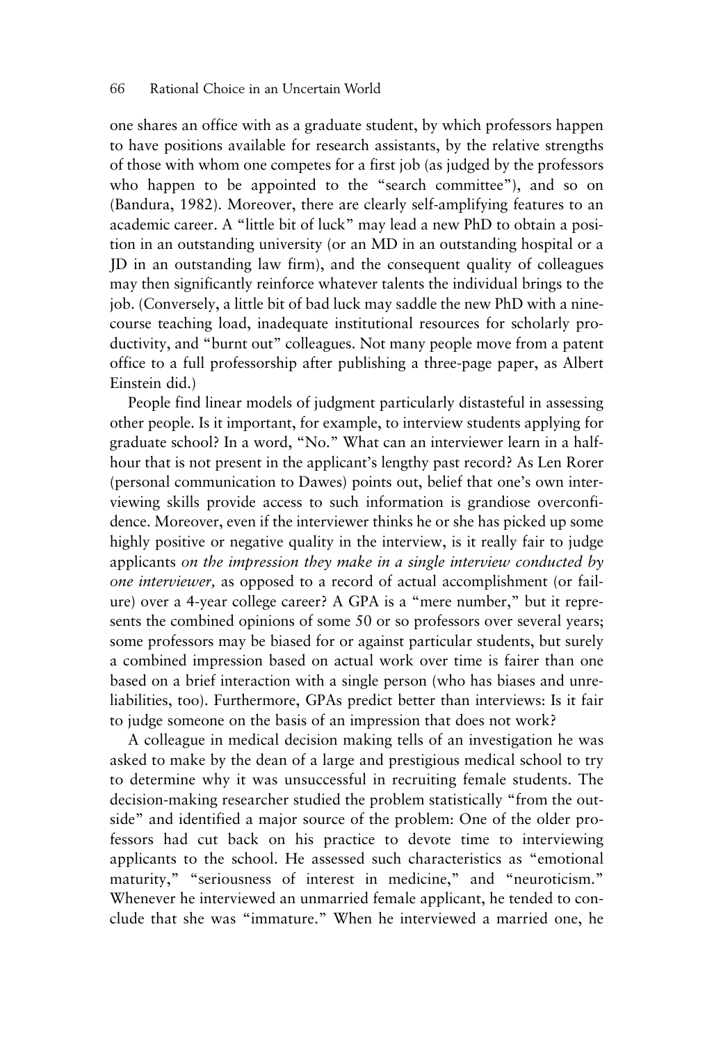one shares an office with as a graduate student, by which professors happen to have positions available for research assistants, by the relative strengths of those with whom one competes for a first job (as judged by the professors who happen to be appointed to the "search committee"), and so on (Bandura, 1982). Moreover, there are clearly self-amplifying features to an academic career. A "little bit of luck" may lead a new PhD to obtain a position in an outstanding university (or an MD in an outstanding hospital or a JD in an outstanding law firm), and the consequent quality of colleagues may then significantly reinforce whatever talents the individual brings to the job. (Conversely, a little bit of bad luck may saddle the new PhD with a nine-course teaching load, inadequate institutional resources for scholarly productivity, and "burnt out" colleagues. Not many people move from a patent office to a full professorship after publishing a three-page paper, as Albert Einstein did.)

People find linear models of judgment particularly distasteful in assessing other people. Is it important, for example, to interview students applying for graduate school? In a word, "No." What can an interviewer learn in a half-hour that is not present in the applicant's lengthy past record? As Len Rorer (personal communication to Dawes) points out, belief that one's own interviewing skills provide access to such information is grandiose overconfidence. Moreover, even if the interviewer thinks he or she has picked up some highly positive or negative quality in the interview, is it really fair to judge applicants *on the impression they make in a single interview conducted by one interviewer,* as opposed to a record of actual accomplishment (or failure) over a 4-year college career? A GPA is a "mere number," but it represents the combined opinions of some 50 or so professors over several years; some professors may be biased for or against particular students, but surely a combined impression based on actual work over time is fairer than one based on a brief interaction with a single person (who has biases and unreliabilities, too). Furthermore, GPAs predict better than interviews: Is it fair to judge someone on the basis of an impression that does not work?

A colleague in medical decision making tells of an investigation he was asked to make by the dean of a large and prestigious medical school to try to determine why it was unsuccessful in recruiting female students. The decision-making researcher studied the problem statistically "from the outside" and identified a major source of the problem: One of the older professors had cut back on his practice to devote time to interviewing applicants to the school. He assessed such characteristics as "emotional maturity," "seriousness of interest in medicine," and "neuroticism." Whenever he interviewed an unmarried female applicant, he tended to conclude that she was "immature." When he interviewed a married one, he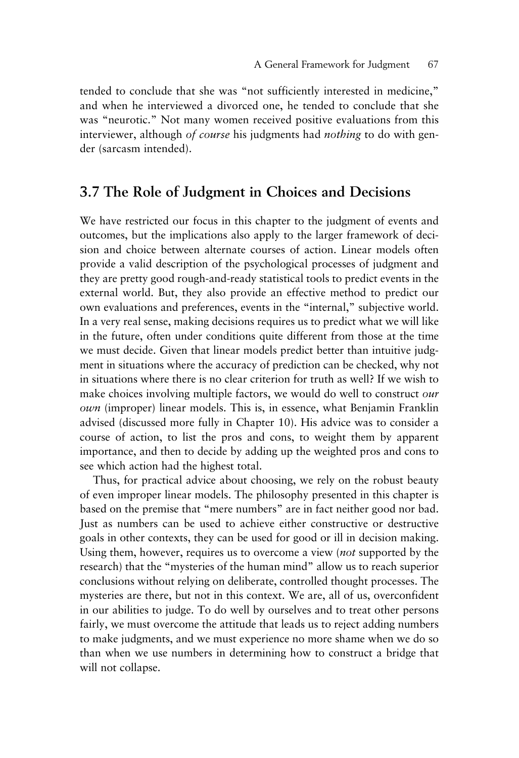tended to conclude that she was "not sufficiently interested in medicine," and when he interviewed a divorced one, he tended to conclude that she was "neurotic." Not many women received positive evaluations from this interviewer, although *of course* his judgments had *nothing* to do with gender (sarcasm intended).

## 3.7 The Role of Judgment in Choices and Decisions

We have restricted our focus in this chapter to the judgment of events and outcomes, but the implications also apply to the larger framework of decision and choice between alternate courses of action. Linear models often provide a valid description of the psychological processes of judgment and they are pretty good rough-and-ready statistical tools to predict events in the external world. But, they also provide an effective method to predict our own evaluations and preferences, events in the "internal," subjective world. In a very real sense, making decisions requires us to predict what we will like in the future, often under conditions quite different from those at the time we must decide. Given that linear models predict better than intuitive judgment in situations where the accuracy of prediction can be checked, why not in situations where there is no clear criterion for truth as well? If we wish to make choices involving multiple factors, we would do well to construct *our own* (improper) linear models. This is, in essence, what Benjamin Franklin advised (discussed more fully in Chapter 10). His advice was to consider a course of action, to list the pros and cons, to weight them by apparent importance, and then to decide by adding up the weighted pros and cons to see which action had the highest total.

Thus, for practical advice about choosing, we rely on the robust beauty of even improper linear models. The philosophy presented in this chapter is based on the premise that "mere numbers" are in fact neither good nor bad. Just as numbers can be used to achieve either constructive or destructive goals in other contexts, they can be used for good or ill in decision making. Using them, however, requires us to overcome a view (*not* supported by the research) that the "mysteries of the human mind" allow us to reach superior conclusions without relying on deliberate, controlled thought processes. The mysteries are there, but not in this context. We are, all of us, overconfident in our abilities to judge. To do well by ourselves and to treat other persons fairly, we must overcome the attitude that leads us to reject adding numbers to make judgments, and we must experience no more shame when we do so than when we use numbers in determining how to construct a bridge that will not collapse.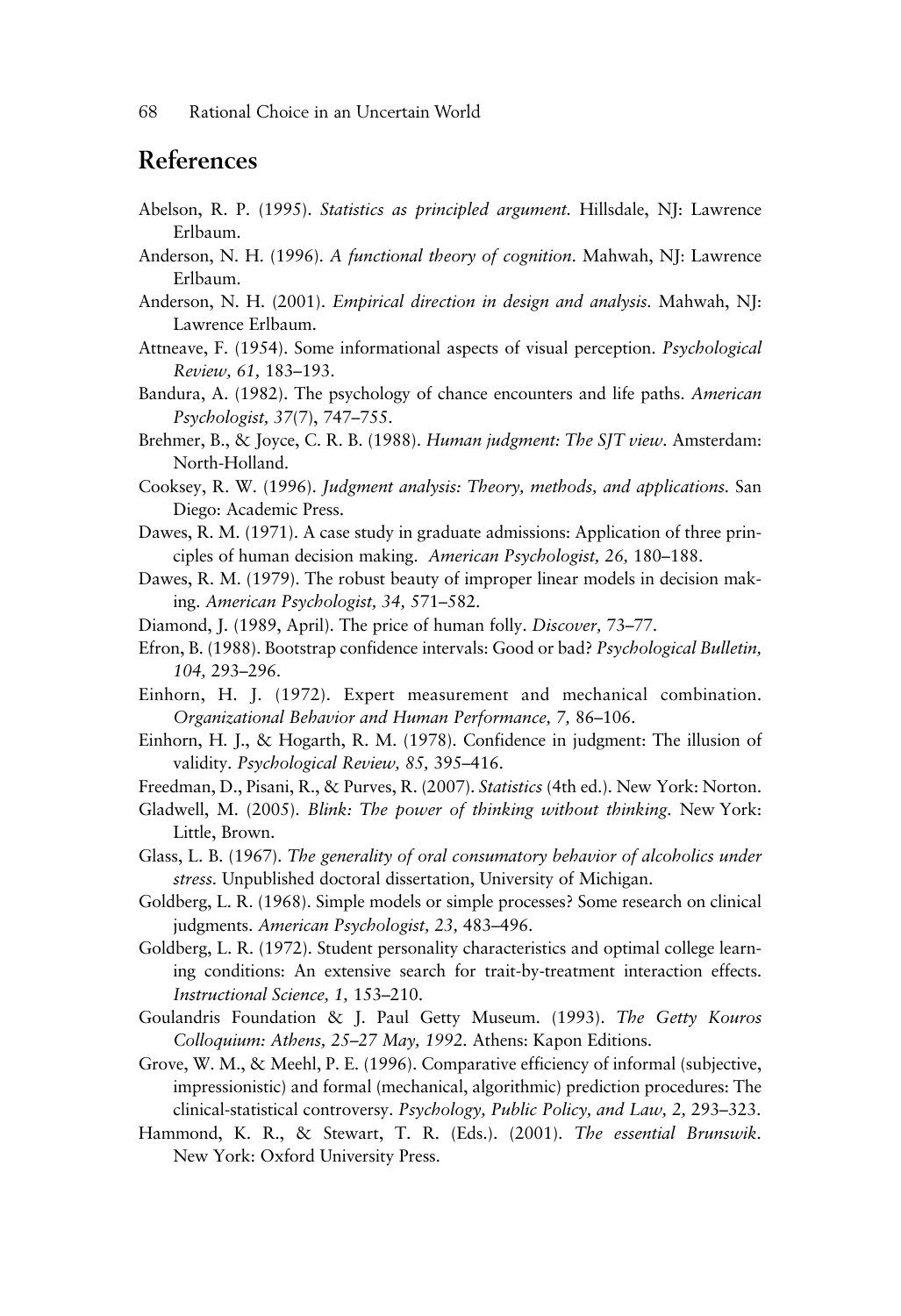## References

Abelson, R. P. (1995). *Statistics as principled argument.* Hillsdale, NJ: Lawrence Erlbaum.

Anderson, N. H. (1996). *A functional theory of cognition.* Mahwah, NJ: Lawrence Erlbaum.

Anderson, N. H. (2001). *Empirical direction in design and analysis.* Mahwah, NJ: Lawrence Erlbaum.

Attneave, F. (1954). Some informational aspects of visual perception. *Psychological Review, 61,* 183–193.

Bandura, A. (1982). The psychology of chance encounters and life paths. *American Psychologist, 37*(7), 747–755.

Brehmer, B., & Joyce, C. R. B. (1988). *Human judgment: The SJT view.* Amsterdam: North-Holland.

Cooksey, R. W. (1996). *Judgment analysis: Theory, methods, and applications.* San Diego: Academic Press.

Dawes, R. M. (1971). A case study in graduate admissions: Application of three principles of human decision making. *American Psychologist, 26,* 180–188.

Dawes, R. M. (1979). The robust beauty of improper linear models in decision making. *American Psychologist, 34,* 571–582.

Diamond, J. (1989, April). The price of human folly. *Discover,* 73–77.

Efron, B. (1988). Bootstrap confidence intervals: Good or bad? *Psychological Bulletin, 104,* 293–296.

Einhorn, H. J. (1972). Expert measurement and mechanical combination. *Organizational Behavior and Human Performance, 7,* 86–106.

Einhorn, H. J., & Hogarth, R. M. (1978). Confidence in judgment: The illusion of validity. *Psychological Review, 85,* 395–416.

Freedman, D., Pisani, R., & Purves, R. (2007). *Statistics* (4th ed.). New York: Norton.

Gladwell, M. (2005). *Blink: The power of thinking without thinking.* New York: Little, Brown.

Glass, L. B. (1967). *The generality of oral consumatory behavior of alcoholics under stress.* Unpublished doctoral dissertation, University of Michigan.

Goldberg, L. R. (1968). Simple models or simple processes? Some research on clinical judgments. *American Psychologist, 23,* 483–496.

Goldberg, L. R. (1972). Student personality characteristics and optimal college learning conditions: An extensive search for trait-by-treatment interaction effects. *Instructional Science, 1,* 153–210.

Goulandris Foundation & J. Paul Getty Museum. (1993). *The Getty Kouros Colloquium: Athens, 25–27 May, 1992.* Athens: Kapon Editions.

Grove, W. M., & Meehl, P. E. (1996). Comparative efficiency of informal (subjective, impressionistic) and formal (mechanical, algorithmic) prediction procedures: The clinical-statistical controversy. *Psychology, Public Policy, and Law, 2,* 293–323.

Hammond, K. R., & Stewart, T. R. (Eds.). (2001). *The essential Brunswik.* New York: Oxford University Press.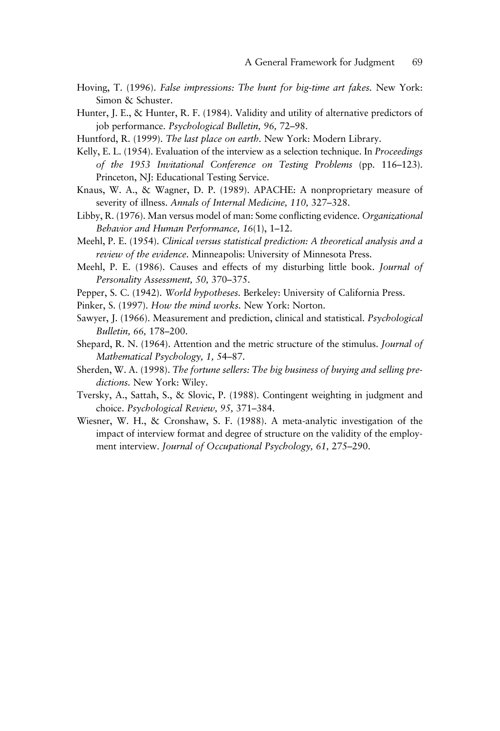Hoving, T. (1996). *False impressions: The hunt for big-time art fakes.* New York: Simon & Schuster.

Hunter, J. E., & Hunter, R. F. (1984). Validity and utility of alternative predictors of job performance. *Psychological Bulletin, 96,* 72–98.

Huntford, R. (1999). *The last place on earth.* New York: Modern Library.

Kelly, E. L. (1954). Evaluation of the interview as a selection technique. In *Proceedings of the 1953 Invitational Conference on Testing Problems* (pp. 116–123). Princeton, NJ: Educational Testing Service.

Knaus, W. A., & Wagner, D. P. (1989). APACHE: A nonproprietary measure of severity of illness. *Annals of Internal Medicine, 110,* 327–328.

Libby, R. (1976). Man versus model of man: Some conflicting evidence. *Organizational Behavior and Human Performance, 16*(1), 1–12.

Meehl, P. E. (1954). *Clinical versus statistical prediction: A theoretical analysis and a review of the evidence.* Minneapolis: University of Minnesota Press.

Meehl, P. E. (1986). Causes and effects of my disturbing little book. *Journal of Personality Assessment, 50,* 370–375.

Pepper, S. C. (1942). *World hypotheses.* Berkeley: University of California Press.

Pinker, S. (1997). *How the mind works.* New York: Norton.

Sawyer, J. (1966). Measurement and prediction, clinical and statistical. *Psychological Bulletin, 66,* 178–200.

Shepard, R. N. (1964). Attention and the metric structure of the stimulus. *Journal of Mathematical Psychology, 1,* 54–87.

Sherden, W. A. (1998). *The fortune sellers: The big business of buying and selling predictions.* New York: Wiley.

Tversky, A., Sattah, S., & Slovic, P. (1988). Contingent weighting in judgment and choice. *Psychological Review, 95,* 371–384.

Wiesner, W. H., & Cronshaw, S. F. (1988). A meta-analytic investigation of the impact of interview format and degree of structure on the validity of the employment interview. *Journal of Occupational Psychology, 61,* 275–290.